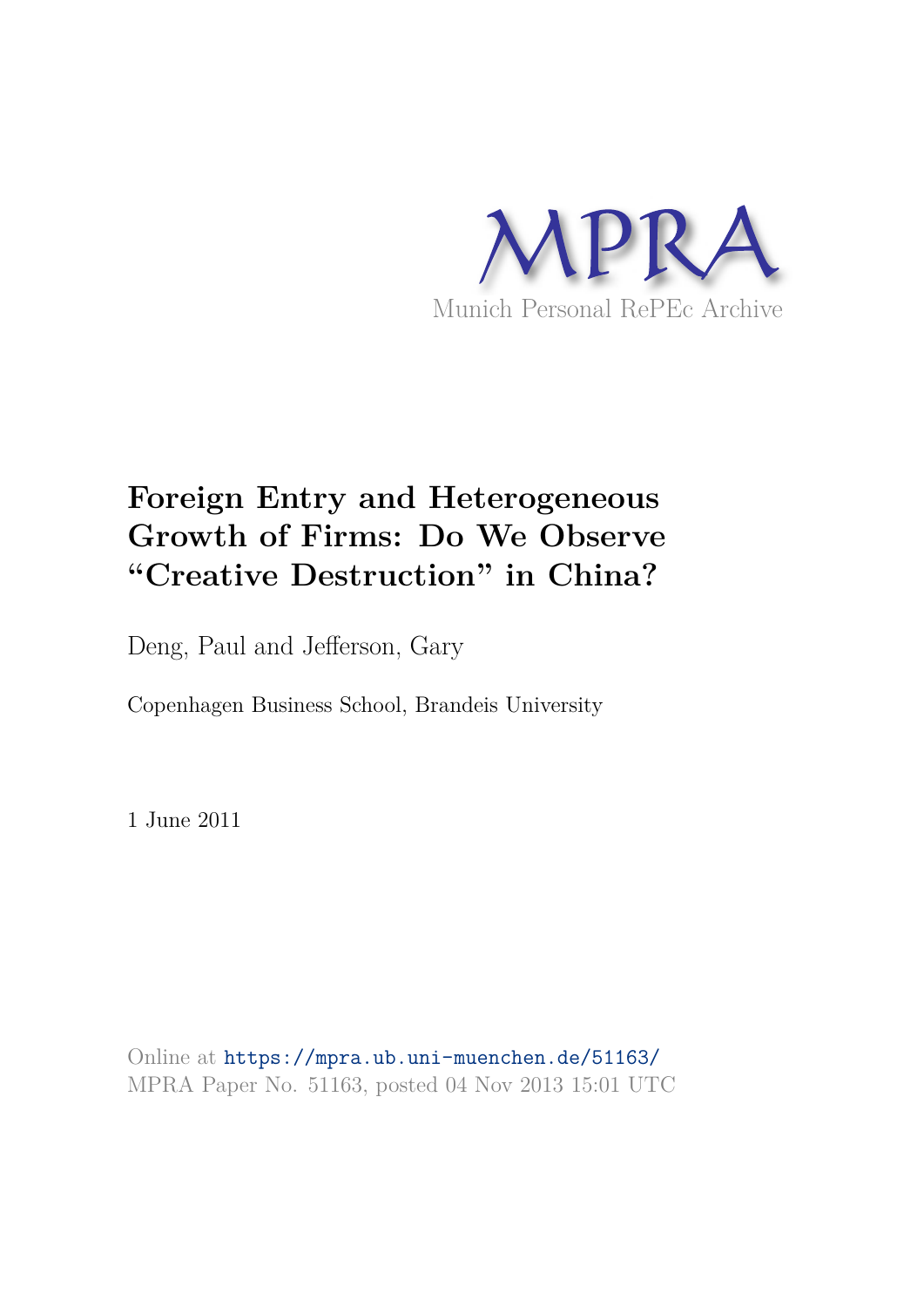MPRA

Munich Personal RePEc Archive

# Foreign Entry and Heterogeneous Growth of Firms: Do We Observe "Creative Destruction" in China?

Deng, Paul and Jefferson, Gary

Copenhagen Business School, Brandeis University

1 June 2011

Online at https://mpra.ub.uni-muenchen.de/51163/
MPRA Paper No. 51163, posted 04 Nov 2013 15:01 UTC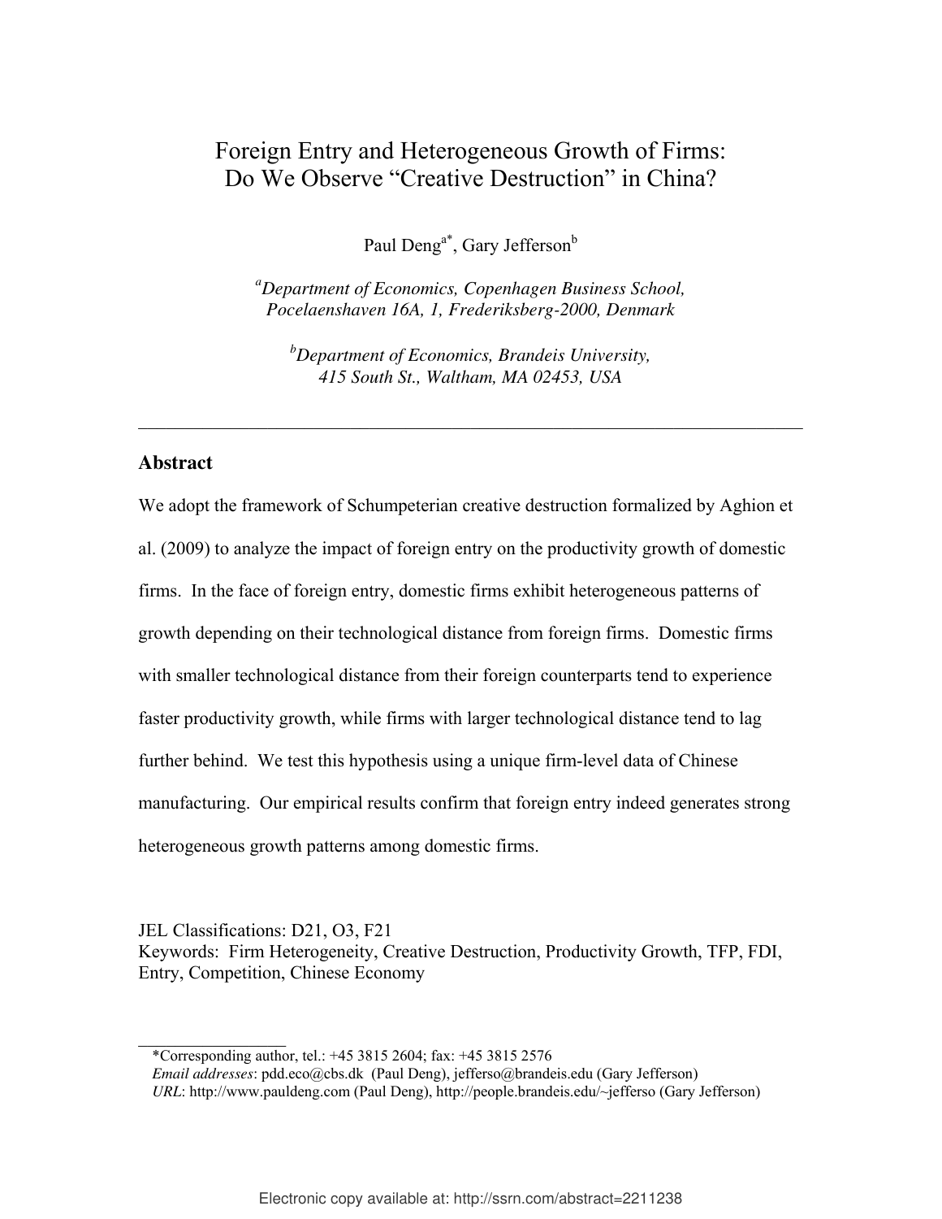# Foreign Entry and Heterogeneous Growth of Firms: Do We Observe "Creative Destruction" in China?

Paul Deng[a*], Gary Jefferson[b]

[a]*Department of Economics, Copenhagen Business School, Pocelaenshaven 16A, 1, Frederiksberg-2000, Denmark*

[b]*Department of Economics, Brandeis University, 415 South St., Waltham, MA 02453, USA*

---

## Abstract

We adopt the framework of Schumpeterian creative destruction formalized by Aghion et al. (2009) to analyze the impact of foreign entry on the productivity growth of domestic firms. In the face of foreign entry, domestic firms exhibit heterogeneous patterns of growth depending on their technological distance from foreign firms. Domestic firms with smaller technological distance from their foreign counterparts tend to experience faster productivity growth, while firms with larger technological distance tend to lag further behind. We test this hypothesis using a unique firm-level data of Chinese manufacturing. Our empirical results confirm that foreign entry indeed generates strong heterogeneous growth patterns among domestic firms.

JEL Classifications: D21, O3, F21

Keywords: Firm Heterogeneity, Creative Destruction, Productivity Growth, TFP, FDI, Entry, Competition, Chinese Economy

---

*Corresponding author, tel.: +45 3815 2604; fax: +45 3815 2576

*Email addresses*: pdd.eco@cbs.dk (Paul Deng), jefferso@brandeis.edu (Gary Jefferson)

*URL*: http://www.pauldeng.com (Paul Deng), http://people.brandeis.edu/~jefferso (Gary Jefferson)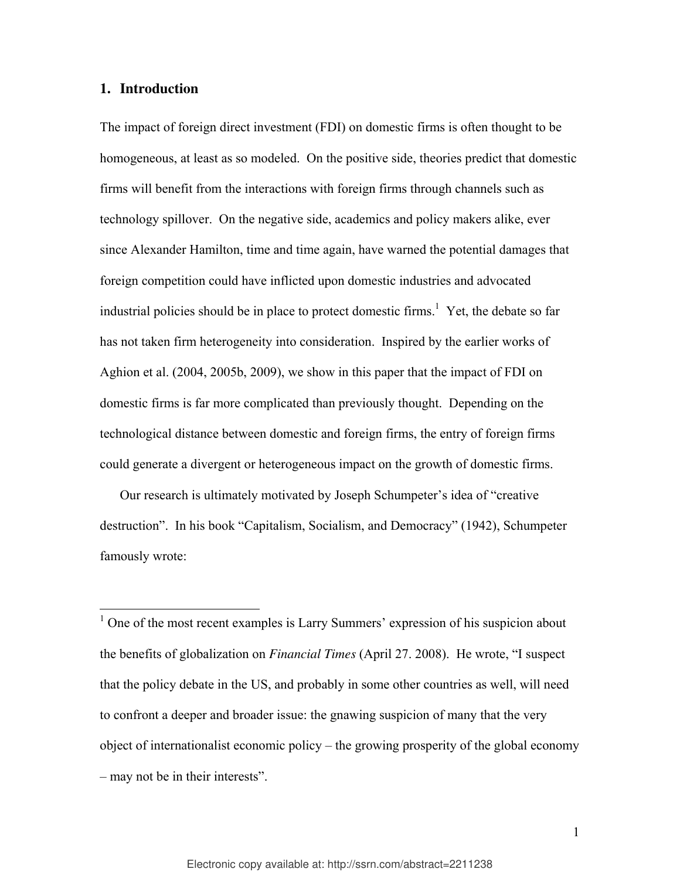## 1. Introduction

The impact of foreign direct investment (FDI) on domestic firms is often thought to be homogeneous, at least as so modeled. On the positive side, theories predict that domestic firms will benefit from the interactions with foreign firms through channels such as technology spillover. On the negative side, academics and policy makers alike, ever since Alexander Hamilton, time and time again, have warned the potential damages that foreign competition could have inflicted upon domestic industries and advocated industrial policies should be in place to protect domestic firms.[1] Yet, the debate so far has not taken firm heterogeneity into consideration. Inspired by the earlier works of Aghion et al. (2004, 2005b, 2009), we show in this paper that the impact of FDI on domestic firms is far more complicated than previously thought. Depending on the technological distance between domestic and foreign firms, the entry of foreign firms could generate a divergent or heterogeneous impact on the growth of domestic firms.

Our research is ultimately motivated by Joseph Schumpeter's idea of "creative destruction". In his book "Capitalism, Socialism, and Democracy" (1942), Schumpeter famously wrote:

[1] One of the most recent examples is Larry Summers' expression of his suspicion about the benefits of globalization on *Financial Times* (April 27. 2008). He wrote, "I suspect that the policy debate in the US, and probably in some other countries as well, will need to confront a deeper and broader issue: the gnawing suspicion of many that the very object of internationalist economic policy – the growing prosperity of the global economy – may not be in their interests".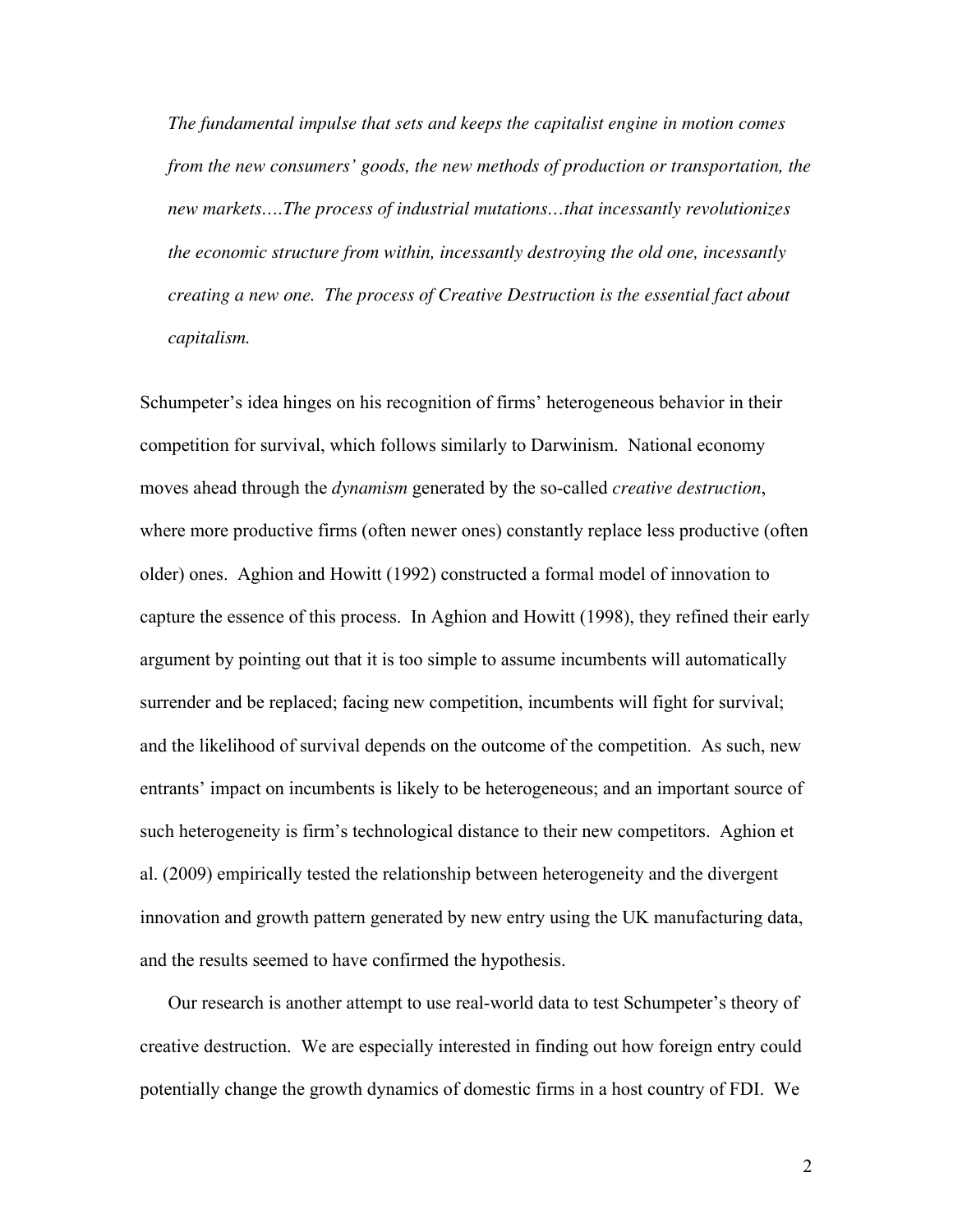> *The fundamental impulse that sets and keeps the capitalist engine in motion comes from the new consumers' goods, the new methods of production or transportation, the new markets….The process of industrial mutations…that incessantly revolutionizes the economic structure from within, incessantly destroying the old one, incessantly creating a new one. The process of Creative Destruction is the essential fact about capitalism.*

Schumpeter's idea hinges on his recognition of firms' heterogeneous behavior in their competition for survival, which follows similarly to Darwinism. National economy moves ahead through the *dynamism* generated by the so-called *creative destruction*, where more productive firms (often newer ones) constantly replace less productive (often older) ones. Aghion and Howitt (1992) constructed a formal model of innovation to capture the essence of this process. In Aghion and Howitt (1998), they refined their early argument by pointing out that it is too simple to assume incumbents will automatically surrender and be replaced; facing new competition, incumbents will fight for survival; and the likelihood of survival depends on the outcome of the competition. As such, new entrants' impact on incumbents is likely to be heterogeneous; and an important source of such heterogeneity is firm's technological distance to their new competitors. Aghion et al. (2009) empirically tested the relationship between heterogeneity and the divergent innovation and growth pattern generated by new entry using the UK manufacturing data, and the results seemed to have confirmed the hypothesis.

Our research is another attempt to use real-world data to test Schumpeter's theory of creative destruction. We are especially interested in finding out how foreign entry could potentially change the growth dynamics of domestic firms in a host country of FDI. We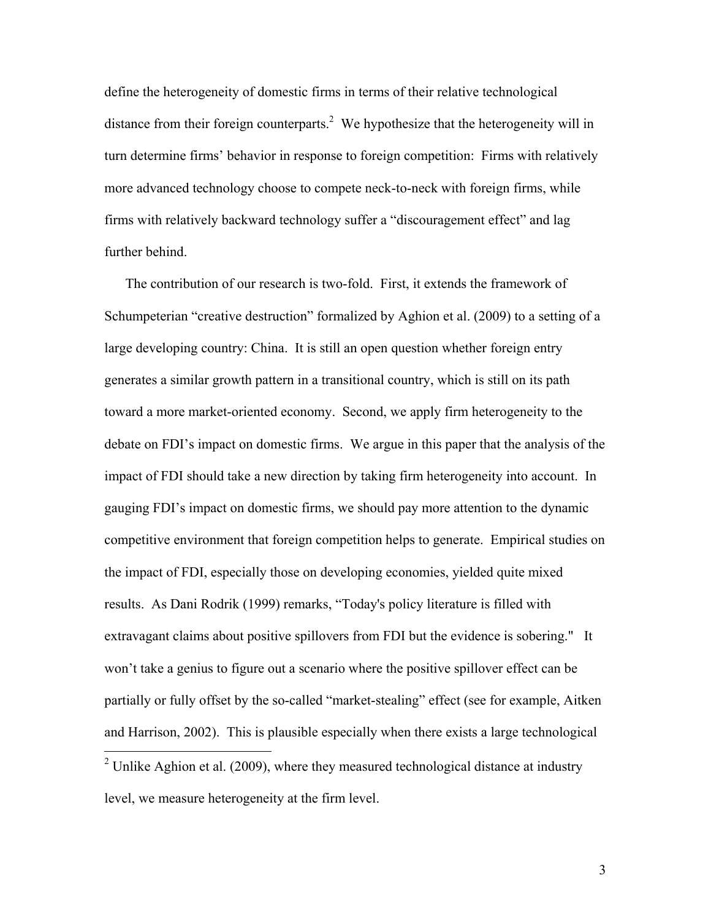define the heterogeneity of domestic firms in terms of their relative technological distance from their foreign counterparts.[2] We hypothesize that the heterogeneity will in turn determine firms' behavior in response to foreign competition: Firms with relatively more advanced technology choose to compete neck-to-neck with foreign firms, while firms with relatively backward technology suffer a "discouragement effect" and lag further behind.

The contribution of our research is two-fold. First, it extends the framework of Schumpeterian "creative destruction" formalized by Aghion et al. (2009) to a setting of a large developing country: China. It is still an open question whether foreign entry generates a similar growth pattern in a transitional country, which is still on its path toward a more market-oriented economy. Second, we apply firm heterogeneity to the debate on FDI's impact on domestic firms. We argue in this paper that the analysis of the impact of FDI should take a new direction by taking firm heterogeneity into account. In gauging FDI's impact on domestic firms, we should pay more attention to the dynamic competitive environment that foreign competition helps to generate. Empirical studies on the impact of FDI, especially those on developing economies, yielded quite mixed results. As Dani Rodrik (1999) remarks, "Today's policy literature is filled with extravagant claims about positive spillovers from FDI but the evidence is sobering." It won't take a genius to figure out a scenario where the positive spillover effect can be partially or fully offset by the so-called "market-stealing" effect (see for example, Aitken and Harrison, 2002). This is plausible especially when there exists a large technological

[2] Unlike Aghion et al. (2009), where they measured technological distance at industry level, we measure heterogeneity at the firm level.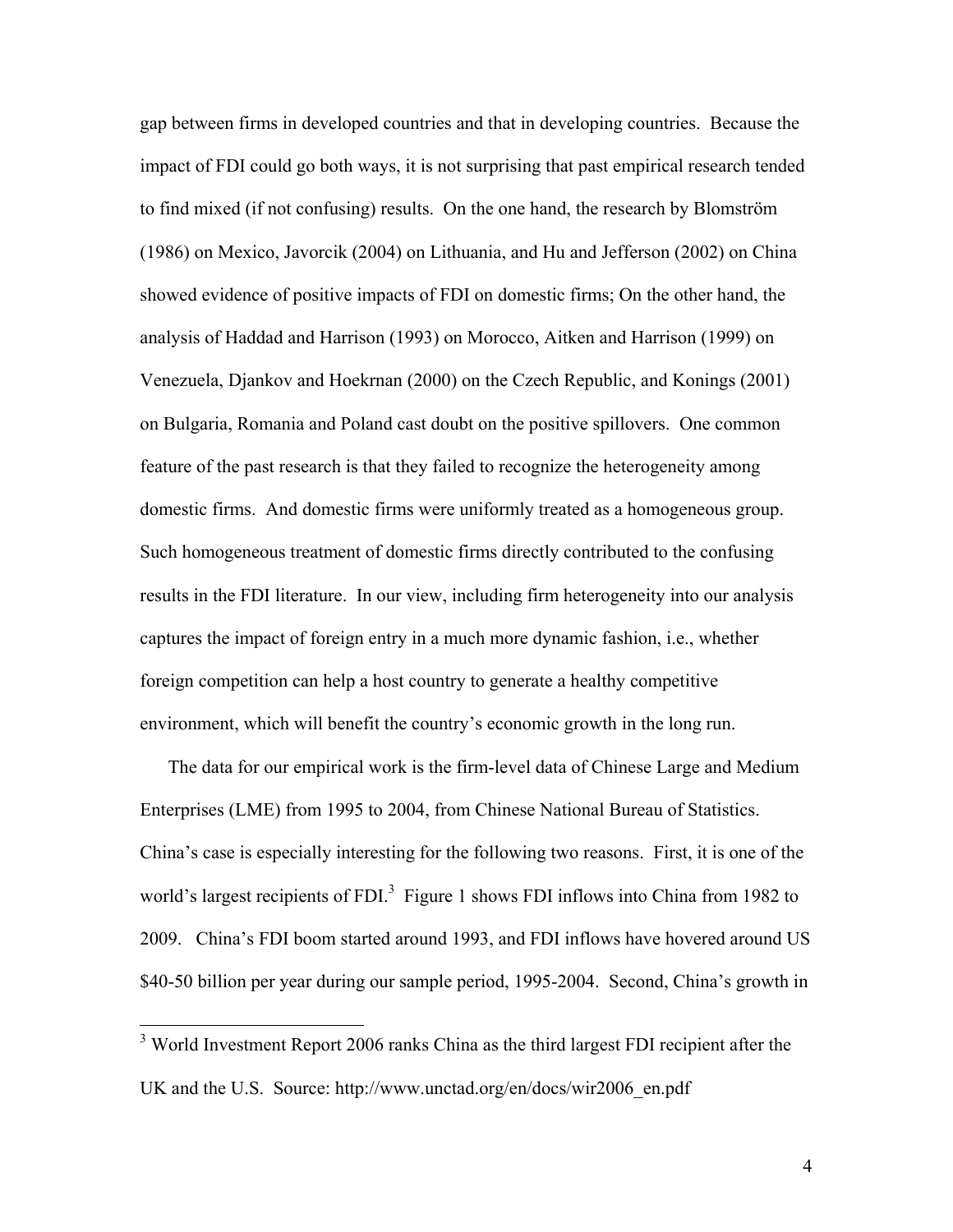gap between firms in developed countries and that in developing countries. Because the impact of FDI could go both ways, it is not surprising that past empirical research tended to find mixed (if not confusing) results. On the one hand, the research by Blomström (1986) on Mexico, Javorcik (2004) on Lithuania, and Hu and Jefferson (2002) on China showed evidence of positive impacts of FDI on domestic firms; On the other hand, the analysis of Haddad and Harrison (1993) on Morocco, Aitken and Harrison (1999) on Venezuela, Djankov and Hoekrnan (2000) on the Czech Republic, and Konings (2001) on Bulgaria, Romania and Poland cast doubt on the positive spillovers. One common feature of the past research is that they failed to recognize the heterogeneity among domestic firms. And domestic firms were uniformly treated as a homogeneous group. Such homogeneous treatment of domestic firms directly contributed to the confusing results in the FDI literature. In our view, including firm heterogeneity into our analysis captures the impact of foreign entry in a much more dynamic fashion, i.e., whether foreign competition can help a host country to generate a healthy competitive environment, which will benefit the country's economic growth in the long run.

The data for our empirical work is the firm-level data of Chinese Large and Medium Enterprises (LME) from 1995 to 2004, from Chinese National Bureau of Statistics. China's case is especially interesting for the following two reasons. First, it is one of the world's largest recipients of FDI.[3] Figure 1 shows FDI inflows into China from 1982 to 2009. China's FDI boom started around 1993, and FDI inflows have hovered around US $40-50 billion per year during our sample period, 1995-2004. Second, China's growth in

[3] World Investment Report 2006 ranks China as the third largest FDI recipient after the UK and the U.S. Source: http://www.unctad.org/en/docs/wir2006_en.pdf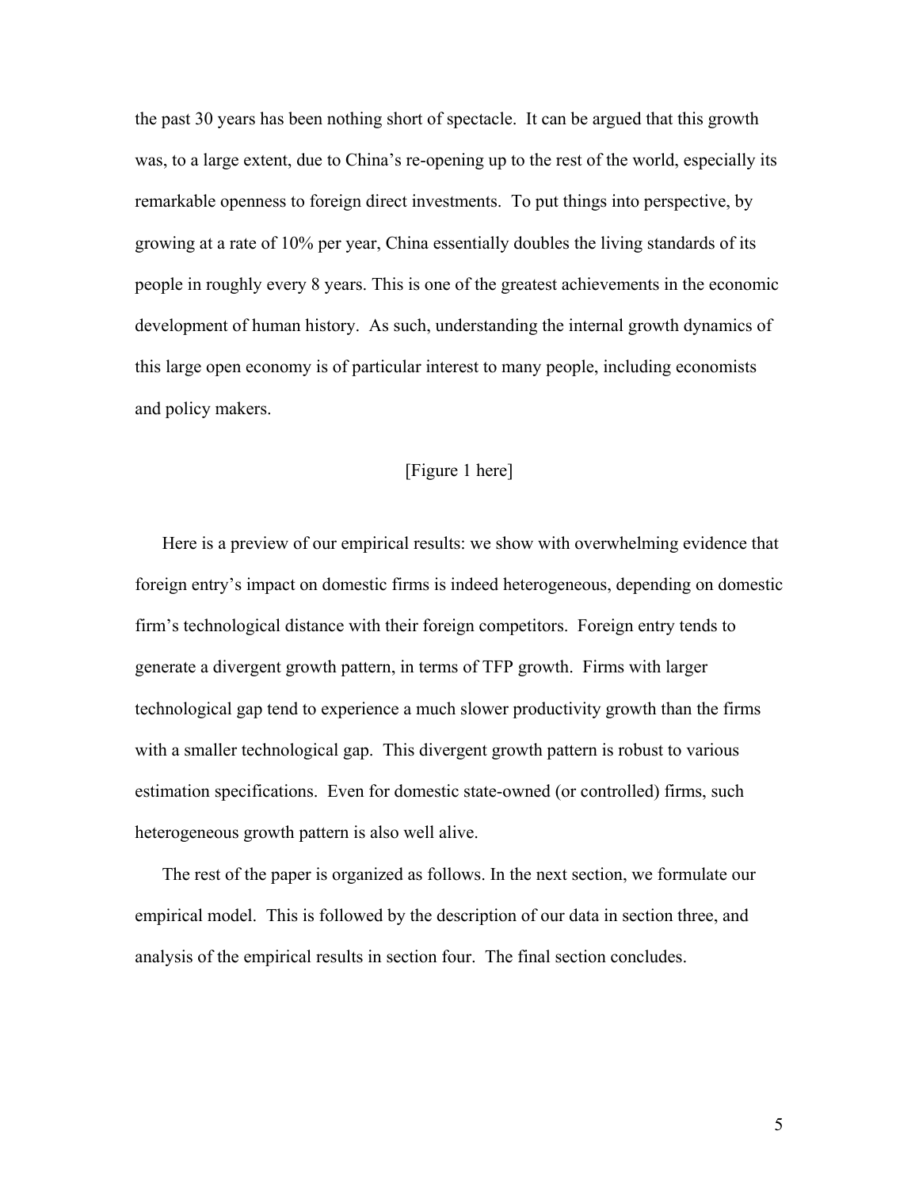the past 30 years has been nothing short of spectacle. It can be argued that this growth was, to a large extent, due to China's re-opening up to the rest of the world, especially its remarkable openness to foreign direct investments. To put things into perspective, by growing at a rate of 10% per year, China essentially doubles the living standards of its people in roughly every 8 years. This is one of the greatest achievements in the economic development of human history. As such, understanding the internal growth dynamics of this large open economy is of particular interest to many people, including economists and policy makers.

[Figure 1 here]

Here is a preview of our empirical results: we show with overwhelming evidence that foreign entry's impact on domestic firms is indeed heterogeneous, depending on domestic firm's technological distance with their foreign competitors. Foreign entry tends to generate a divergent growth pattern, in terms of TFP growth. Firms with larger technological gap tend to experience a much slower productivity growth than the firms with a smaller technological gap. This divergent growth pattern is robust to various estimation specifications. Even for domestic state-owned (or controlled) firms, such heterogeneous growth pattern is also well alive.

The rest of the paper is organized as follows. In the next section, we formulate our empirical model. This is followed by the description of our data in section three, and analysis of the empirical results in section four. The final section concludes.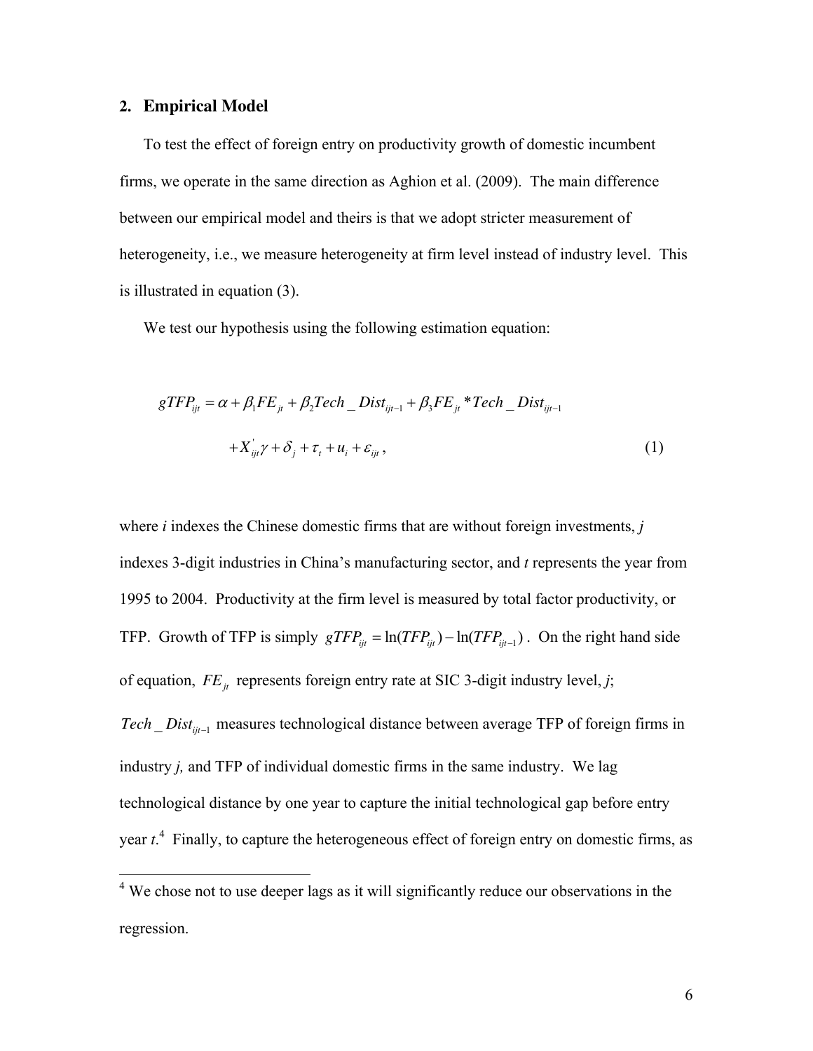## 2. Empirical Model

To test the effect of foreign entry on productivity growth of domestic incumbent firms, we operate in the same direction as Aghion et al. (2009). The main difference between our empirical model and theirs is that we adopt stricter measurement of heterogeneity, i.e., we measure heterogeneity at firm level instead of industry level. This is illustrated in equation (3).

We test our hypothesis using the following estimation equation:

$$gTFP_{ijt} = \alpha + \beta_1 FE_{jt} + \beta_2 Tech\_Dist_{ijt-1} + \beta_3 FE_{jt} * Tech\_Dist_{ijt-1}$$

$$+ X_{ijt}^{'}\gamma + \delta_j + \tau_t + u_i + \varepsilon_{ijt}, \qquad (1)$$

where *i* indexes the Chinese domestic firms that are without foreign investments, *j* indexes 3-digit industries in China's manufacturing sector, and *t* represents the year from 1995 to 2004. Productivity at the firm level is measured by total factor productivity, or TFP. Growth of TFP is simply $gTFP_{ijt} = \ln(TFP_{ijt}) - \ln(TFP_{ijt-1})$. On the right hand side of equation, $FE_{jt}$ represents foreign entry rate at SIC 3-digit industry level, *j*; $Tech\_Dist_{ijt-1}$ measures technological distance between average TFP of foreign firms in industry *j,* and TFP of individual domestic firms in the same industry. We lag technological distance by one year to capture the initial technological gap before entry year *t*.[4] Finally, to capture the heterogeneous effect of foreign entry on domestic firms, as

[4] We chose not to use deeper lags as it will significantly reduce our observations in the regression.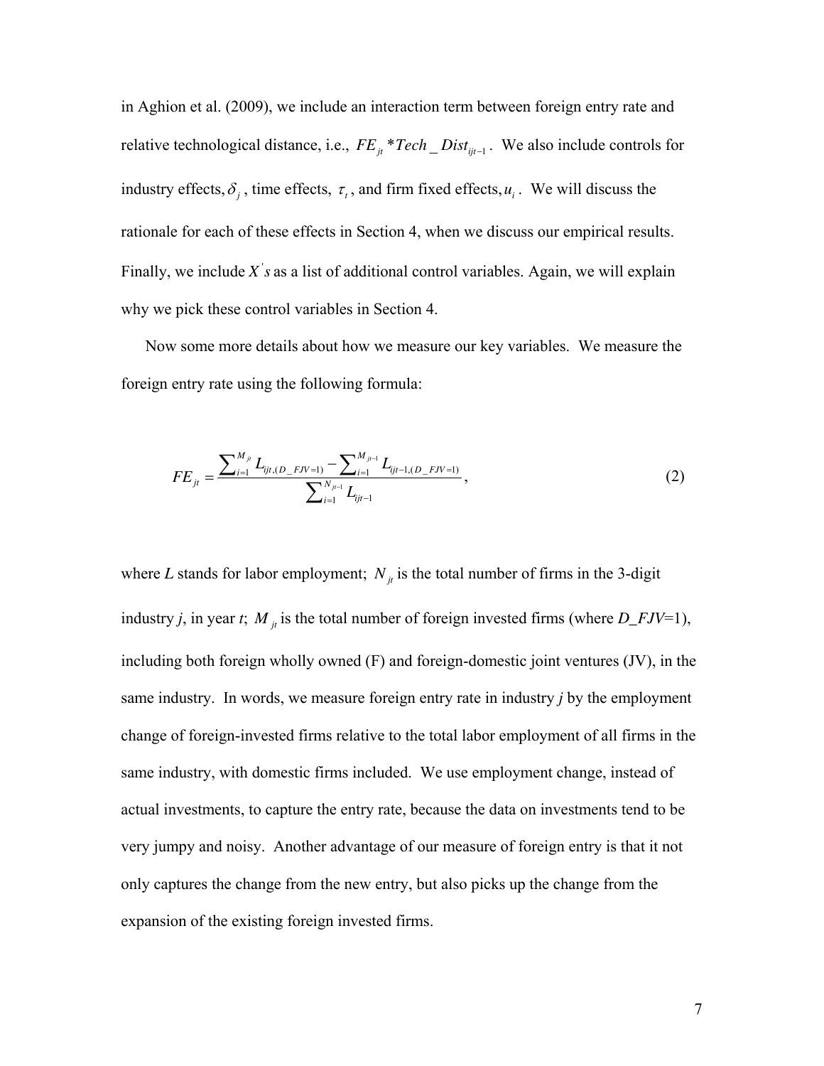in Aghion et al. (2009), we include an interaction term between foreign entry rate and relative technological distance, i.e., $FE_{jt} * Tech\_Dist_{ijt-1}$. We also include controls for industry effects, $\delta_j$, time effects, $\tau_t$, and firm fixed effects, $u_i$. We will discuss the rationale for each of these effects in Section 4, when we discuss our empirical results. Finally, we include $X's$ as a list of additional control variables. Again, we will explain why we pick these control variables in Section 4.

Now some more details about how we measure our key variables. We measure the foreign entry rate using the following formula:

$$FE_{jt} = \frac{\sum_{i=1}^{M_{jt}} L_{ijt,(D\_FJV=1)} - \sum_{i=1}^{M_{jt-1}} L_{ijt-1,(D\_FJV=1)}}{\sum_{i=1}^{N_{jt-1}} L_{ijt-1}}, \tag{2}$$

where *L* stands for labor employment; $N_{jt}$ is the total number of firms in the 3-digit industry *j*, in year *t*; $M_{jt}$ is the total number of foreign invested firms (where *D_FJV*=1), including both foreign wholly owned (F) and foreign-domestic joint ventures (JV), in the same industry. In words, we measure foreign entry rate in industry *j* by the employment change of foreign-invested firms relative to the total labor employment of all firms in the same industry, with domestic firms included. We use employment change, instead of actual investments, to capture the entry rate, because the data on investments tend to be very jumpy and noisy. Another advantage of our measure of foreign entry is that it not only captures the change from the new entry, but also picks up the change from the expansion of the existing foreign invested firms.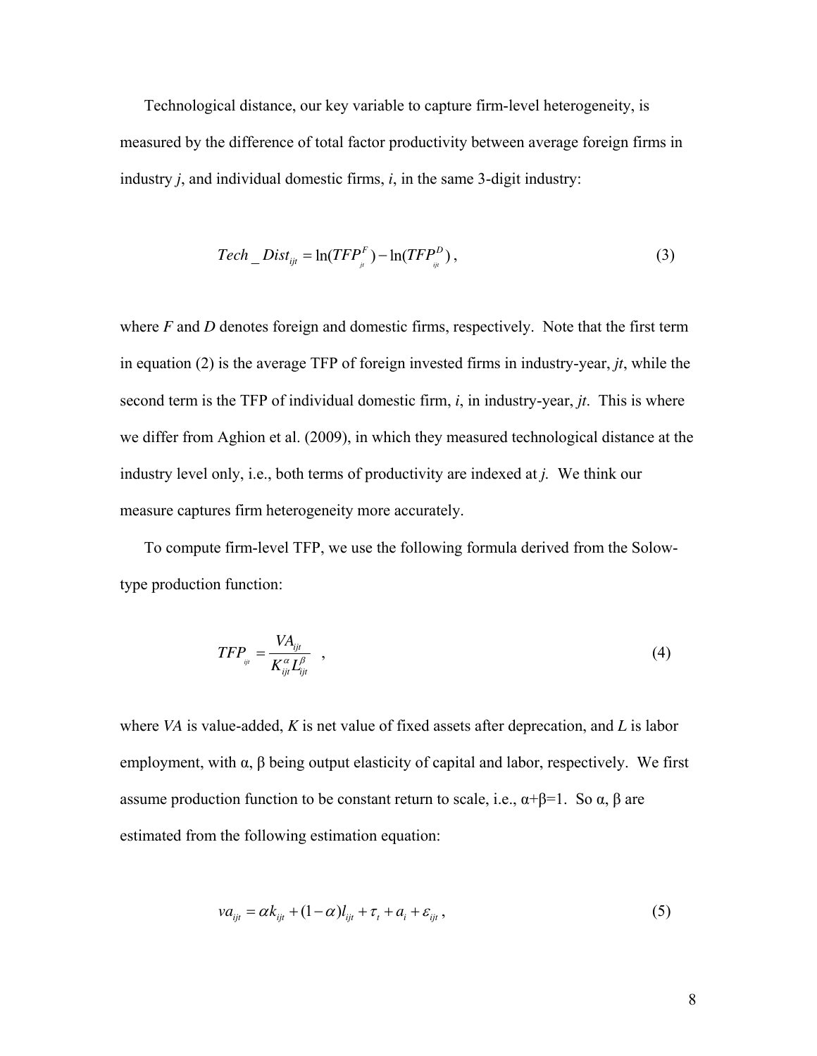Technological distance, our key variable to capture firm-level heterogeneity, is measured by the difference of total factor productivity between average foreign firms in industry *j*, and individual domestic firms, *i*, in the same 3-digit industry:

$$Tech\_Dist_{ijt} = \ln(TFP^{F}_{jt}) - \ln(TFP^{D}_{ijt}), \tag{3}$$

where *F* and *D* denotes foreign and domestic firms, respectively. Note that the first term in equation (2) is the average TFP of foreign invested firms in industry-year, *jt*, while the second term is the TFP of individual domestic firm, *i*, in industry-year, *jt*. This is where we differ from Aghion et al. (2009), in which they measured technological distance at the industry level only, i.e., both terms of productivity are indexed at *j*. We think our measure captures firm heterogeneity more accurately.

To compute firm-level TFP, we use the following formula derived from the Solow-type production function:

$$TFP_{ijt} = \frac{VA_{ijt}}{K^{\alpha}_{ijt} L^{\beta}_{ijt}} \quad , \tag{4}$$

where *VA* is value-added, *K* is net value of fixed assets after deprecation, and *L* is labor employment, with α, β being output elasticity of capital and labor, respectively. We first assume production function to be constant return to scale, i.e., $\alpha+\beta=1$. So α, β are estimated from the following estimation equation:

$$va_{ijt} = \alpha k_{ijt} + (1-\alpha) l_{ijt} + \tau_t + a_i + \varepsilon_{ijt}, \tag{5}$$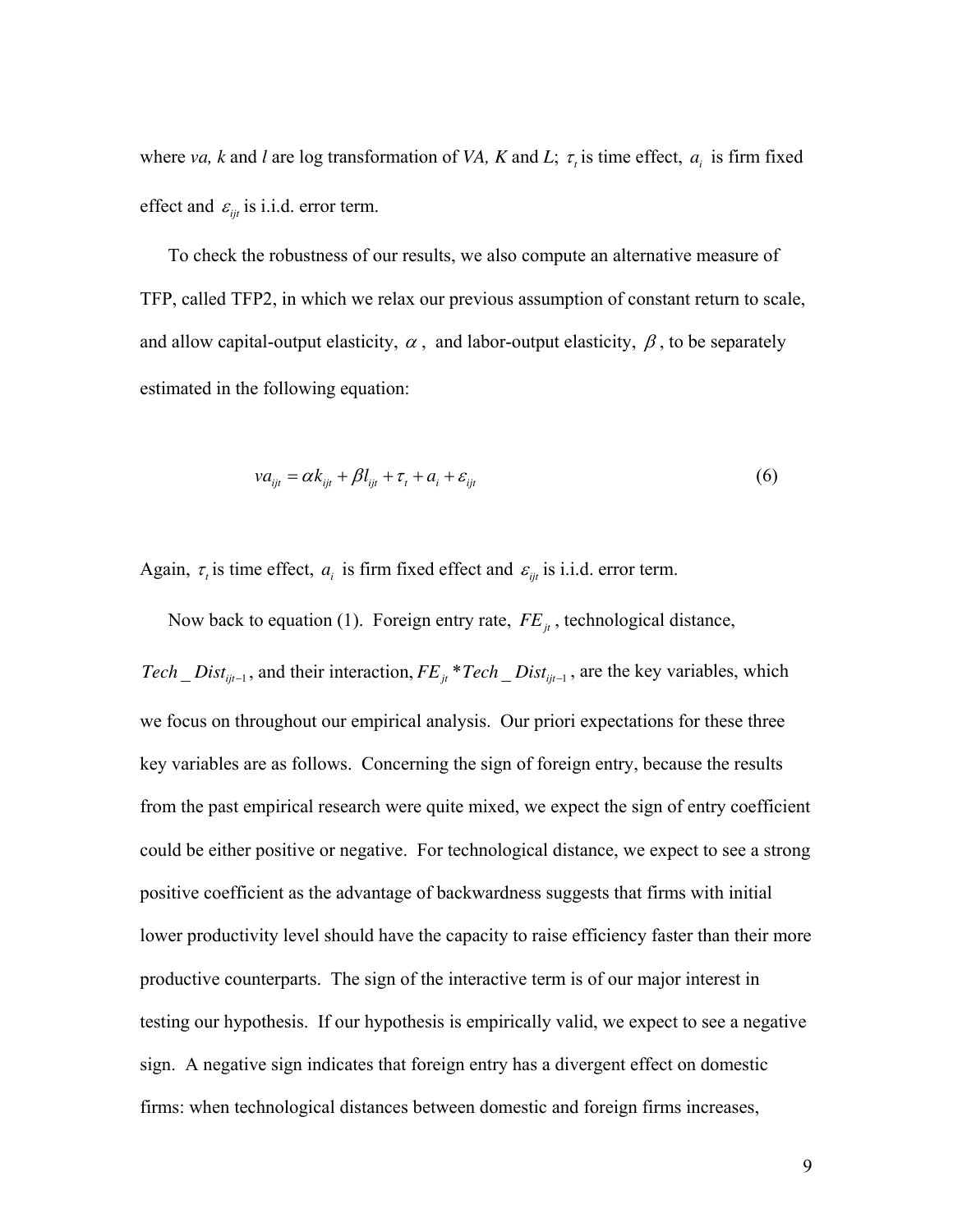where *va, k* and *l* are log transformation of *VA, K* and *L*; $\tau_t$ is time effect, $a_i$ is firm fixed effect and $\varepsilon_{ijt}$ is i.i.d. error term.

To check the robustness of our results, we also compute an alternative measure of TFP, called TFP2, in which we relax our previous assumption of constant return to scale, and allow capital-output elasticity, $\alpha$, and labor-output elasticity, $\beta$, to be separately estimated in the following equation:

$$va_{ijt} = \alpha k_{ijt} + \beta l_{ijt} + \tau_t + a_i + \varepsilon_{ijt} \tag{6}$$

Again, $\tau_t$ is time effect, $a_i$ is firm fixed effect and $\varepsilon_{ijt}$ is i.i.d. error term.

Now back to equation (1). Foreign entry rate, $FE_{jt}$, technological distance, $Tech\_Dist_{ijt-1}$, and their interaction, $FE_{jt} * Tech\_Dist_{ijt-1}$, are the key variables, which we focus on throughout our empirical analysis. Our priori expectations for these three key variables are as follows. Concerning the sign of foreign entry, because the results from the past empirical research were quite mixed, we expect the sign of entry coefficient could be either positive or negative. For technological distance, we expect to see a strong positive coefficient as the advantage of backwardness suggests that firms with initial lower productivity level should have the capacity to raise efficiency faster than their more productive counterparts. The sign of the interactive term is of our major interest in testing our hypothesis. If our hypothesis is empirically valid, we expect to see a negative sign. A negative sign indicates that foreign entry has a divergent effect on domestic firms: when technological distances between domestic and foreign firms increases,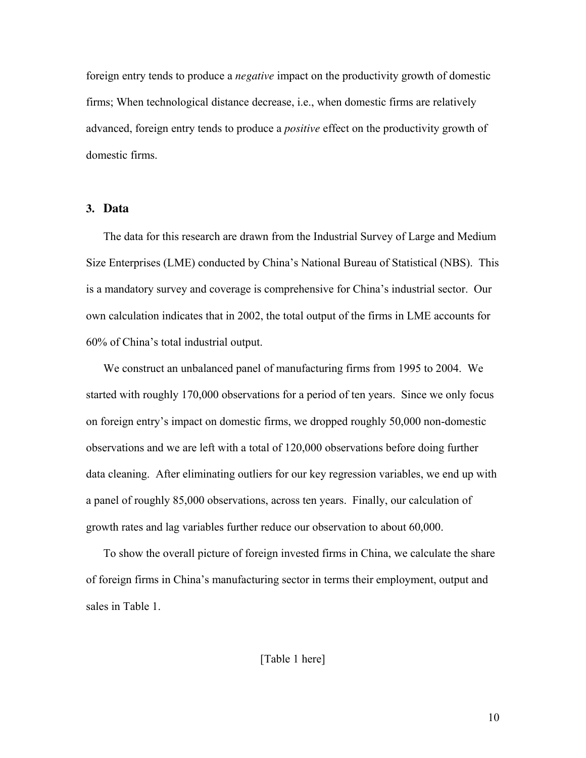foreign entry tends to produce a *negative* impact on the productivity growth of domestic firms; When technological distance decrease, i.e., when domestic firms are relatively advanced, foreign entry tends to produce a *positive* effect on the productivity growth of domestic firms.

## 3. Data

The data for this research are drawn from the Industrial Survey of Large and Medium Size Enterprises (LME) conducted by China's National Bureau of Statistical (NBS). This is a mandatory survey and coverage is comprehensive for China's industrial sector. Our own calculation indicates that in 2002, the total output of the firms in LME accounts for 60% of China's total industrial output.

We construct an unbalanced panel of manufacturing firms from 1995 to 2004. We started with roughly 170,000 observations for a period of ten years. Since we only focus on foreign entry's impact on domestic firms, we dropped roughly 50,000 non-domestic observations and we are left with a total of 120,000 observations before doing further data cleaning. After eliminating outliers for our key regression variables, we end up with a panel of roughly 85,000 observations, across ten years. Finally, our calculation of growth rates and lag variables further reduce our observation to about 60,000.

To show the overall picture of foreign invested firms in China, we calculate the share of foreign firms in China's manufacturing sector in terms their employment, output and sales in Table 1.

[Table 1 here]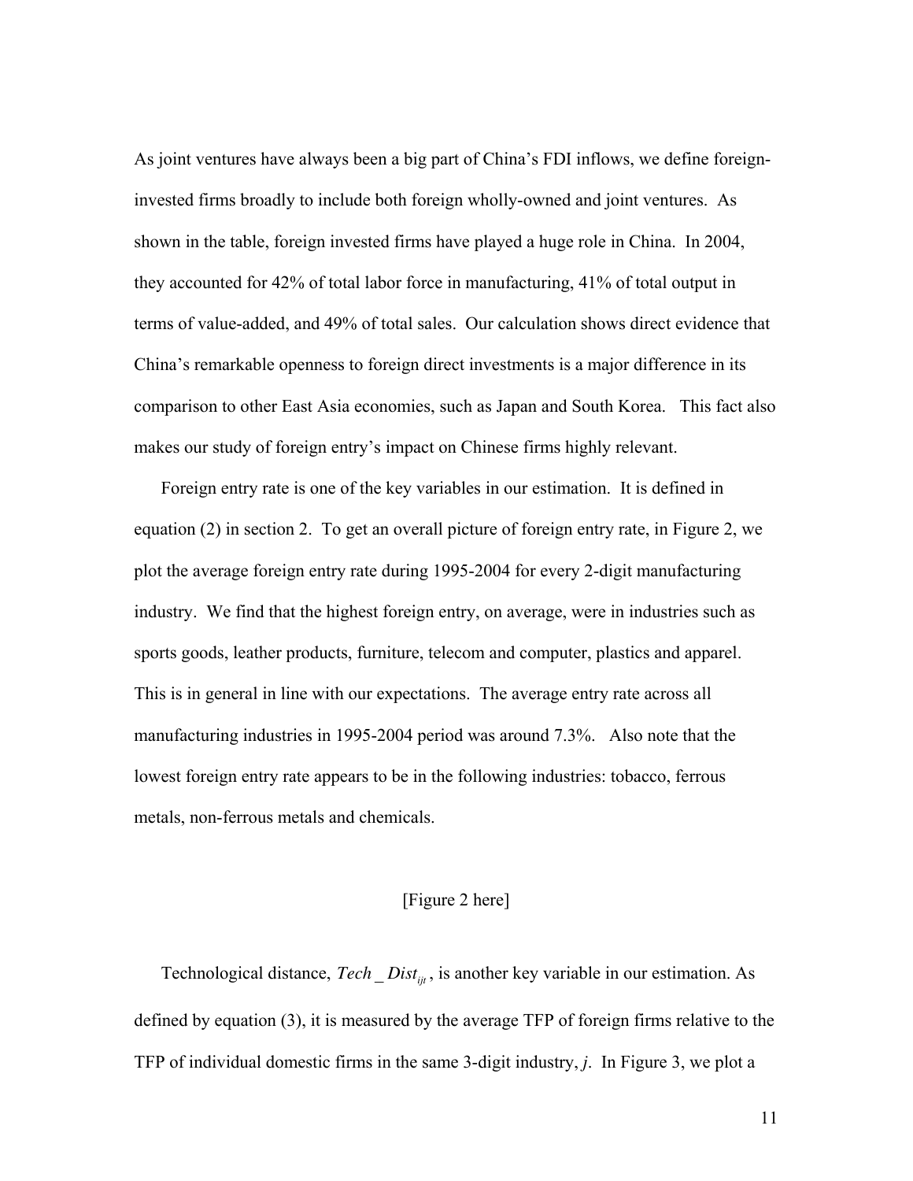As joint ventures have always been a big part of China's FDI inflows, we define foreign-invested firms broadly to include both foreign wholly-owned and joint ventures. As shown in the table, foreign invested firms have played a huge role in China. In 2004, they accounted for 42% of total labor force in manufacturing, 41% of total output in terms of value-added, and 49% of total sales. Our calculation shows direct evidence that China's remarkable openness to foreign direct investments is a major difference in its comparison to other East Asia economies, such as Japan and South Korea. This fact also makes our study of foreign entry's impact on Chinese firms highly relevant.

Foreign entry rate is one of the key variables in our estimation. It is defined in equation (2) in section 2. To get an overall picture of foreign entry rate, in Figure 2, we plot the average foreign entry rate during 1995-2004 for every 2-digit manufacturing industry. We find that the highest foreign entry, on average, were in industries such as sports goods, leather products, furniture, telecom and computer, plastics and apparel. This is in general in line with our expectations. The average entry rate across all manufacturing industries in 1995-2004 period was around 7.3%. Also note that the lowest foreign entry rate appears to be in the following industries: tobacco, ferrous metals, non-ferrous metals and chemicals.

[Figure 2 here]

Technological distance, $Tech\_Dist_{ijt}$, is another key variable in our estimation. As defined by equation (3), it is measured by the average TFP of foreign firms relative to the TFP of individual domestic firms in the same 3-digit industry, $j$. In Figure 3, we plot a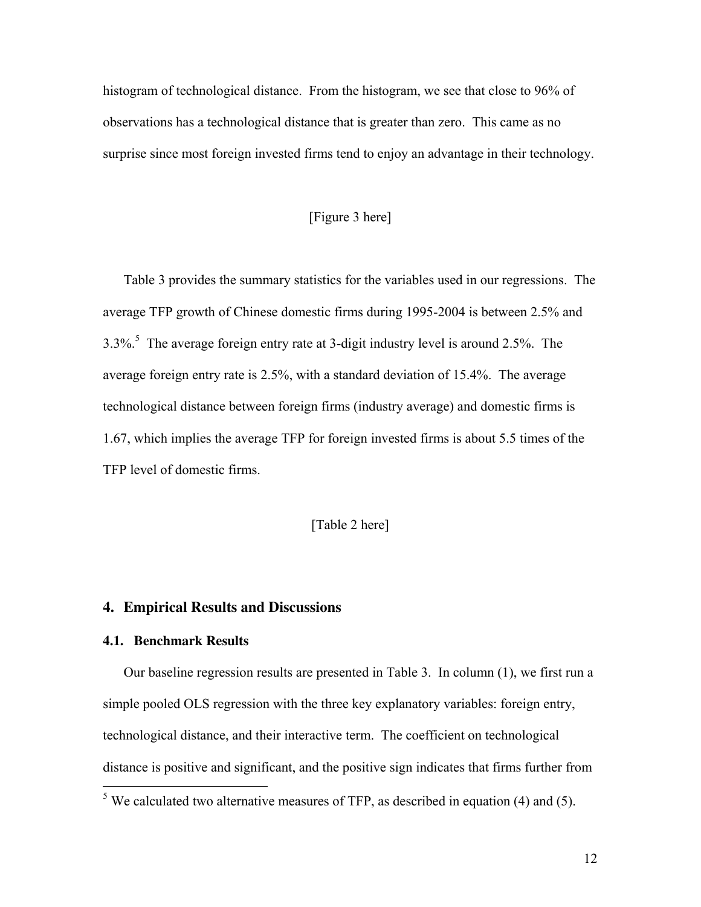histogram of technological distance. From the histogram, we see that close to 96% of observations has a technological distance that is greater than zero. This came as no surprise since most foreign invested firms tend to enjoy an advantage in their technology.

[Figure 3 here]

Table 3 provides the summary statistics for the variables used in our regressions. The average TFP growth of Chinese domestic firms during 1995-2004 is between 2.5% and 3.3%.[5] The average foreign entry rate at 3-digit industry level is around 2.5%. The average foreign entry rate is 2.5%, with a standard deviation of 15.4%. The average technological distance between foreign firms (industry average) and domestic firms is 1.67, which implies the average TFP for foreign invested firms is about 5.5 times of the TFP level of domestic firms.

[Table 2 here]

## 4. Empirical Results and Discussions

### 4.1. Benchmark Results

Our baseline regression results are presented in Table 3. In column (1), we first run a simple pooled OLS regression with the three key explanatory variables: foreign entry, technological distance, and their interactive term. The coefficient on technological distance is positive and significant, and the positive sign indicates that firms further from

[5] We calculated two alternative measures of TFP, as described in equation (4) and (5).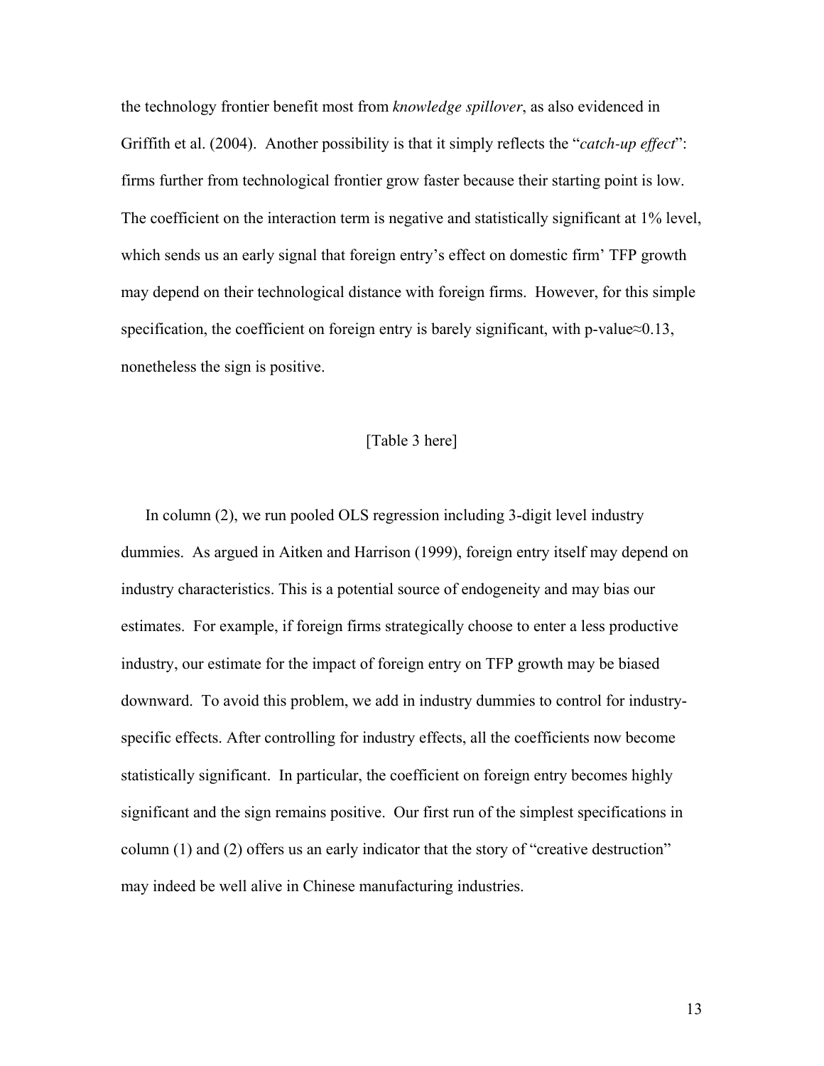the technology frontier benefit most from *knowledge spillover*, as also evidenced in Griffith et al. (2004). Another possibility is that it simply reflects the "*catch-up effect*": firms further from technological frontier grow faster because their starting point is low. The coefficient on the interaction term is negative and statistically significant at 1% level, which sends us an early signal that foreign entry's effect on domestic firm' TFP growth may depend on their technological distance with foreign firms. However, for this simple specification, the coefficient on foreign entry is barely significant, with p-value≈0.13, nonetheless the sign is positive.

[Table 3 here]

In column (2), we run pooled OLS regression including 3-digit level industry dummies. As argued in Aitken and Harrison (1999), foreign entry itself may depend on industry characteristics. This is a potential source of endogeneity and may bias our estimates. For example, if foreign firms strategically choose to enter a less productive industry, our estimate for the impact of foreign entry on TFP growth may be biased downward. To avoid this problem, we add in industry dummies to control for industry-specific effects. After controlling for industry effects, all the coefficients now become statistically significant. In particular, the coefficient on foreign entry becomes highly significant and the sign remains positive. Our first run of the simplest specifications in column (1) and (2) offers us an early indicator that the story of "creative destruction" may indeed be well alive in Chinese manufacturing industries.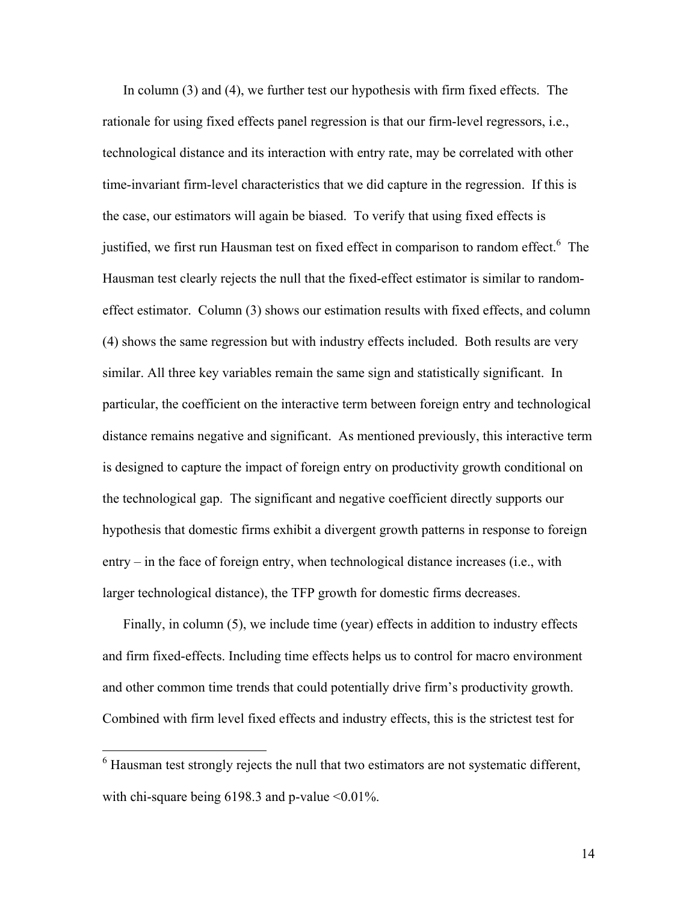In column (3) and (4), we further test our hypothesis with firm fixed effects. The rationale for using fixed effects panel regression is that our firm-level regressors, i.e., technological distance and its interaction with entry rate, may be correlated with other time-invariant firm-level characteristics that we did capture in the regression. If this is the case, our estimators will again be biased. To verify that using fixed effects is justified, we first run Hausman test on fixed effect in comparison to random effect.[6] The Hausman test clearly rejects the null that the fixed-effect estimator is similar to random-effect estimator. Column (3) shows our estimation results with fixed effects, and column (4) shows the same regression but with industry effects included. Both results are very similar. All three key variables remain the same sign and statistically significant. In particular, the coefficient on the interactive term between foreign entry and technological distance remains negative and significant. As mentioned previously, this interactive term is designed to capture the impact of foreign entry on productivity growth conditional on the technological gap. The significant and negative coefficient directly supports our hypothesis that domestic firms exhibit a divergent growth patterns in response to foreign entry – in the face of foreign entry, when technological distance increases (i.e., with larger technological distance), the TFP growth for domestic firms decreases.

Finally, in column (5), we include time (year) effects in addition to industry effects and firm fixed-effects. Including time effects helps us to control for macro environment and other common time trends that could potentially drive firm's productivity growth. Combined with firm level fixed effects and industry effects, this is the strictest test for

[6] Hausman test strongly rejects the null that two estimators are not systematic different, with chi-square being 6198.3 and p-value <0.01%.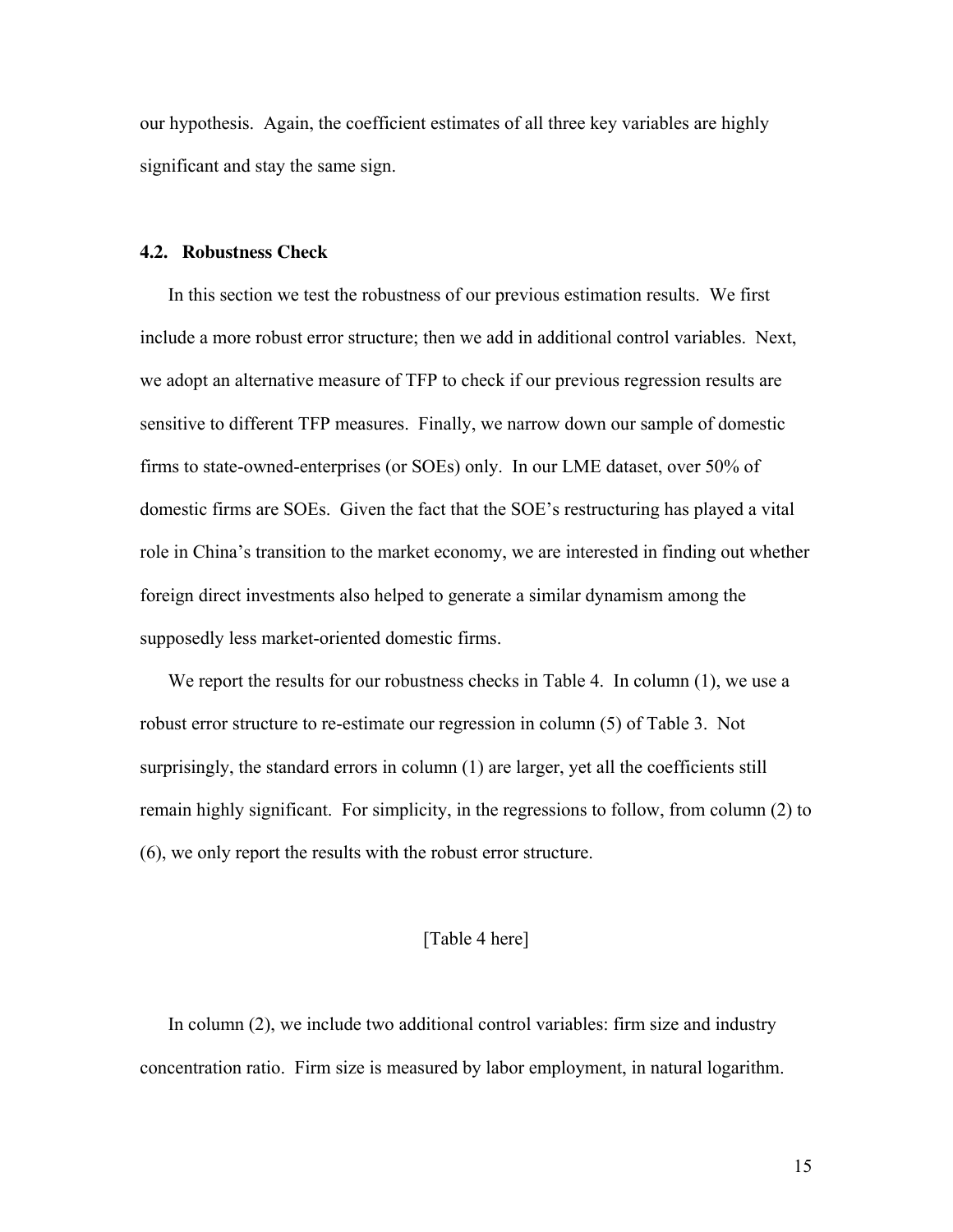our hypothesis. Again, the coefficient estimates of all three key variables are highly significant and stay the same sign.

### 4.2. Robustness Check

In this section we test the robustness of our previous estimation results. We first include a more robust error structure; then we add in additional control variables. Next, we adopt an alternative measure of TFP to check if our previous regression results are sensitive to different TFP measures. Finally, we narrow down our sample of domestic firms to state-owned-enterprises (or SOEs) only. In our LME dataset, over 50% of domestic firms are SOEs. Given the fact that the SOE's restructuring has played a vital role in China's transition to the market economy, we are interested in finding out whether foreign direct investments also helped to generate a similar dynamism among the supposedly less market-oriented domestic firms.

We report the results for our robustness checks in Table 4. In column (1), we use a robust error structure to re-estimate our regression in column (5) of Table 3. Not surprisingly, the standard errors in column (1) are larger, yet all the coefficients still remain highly significant. For simplicity, in the regressions to follow, from column (2) to (6), we only report the results with the robust error structure.

[Table 4 here]

In column (2), we include two additional control variables: firm size and industry concentration ratio. Firm size is measured by labor employment, in natural logarithm.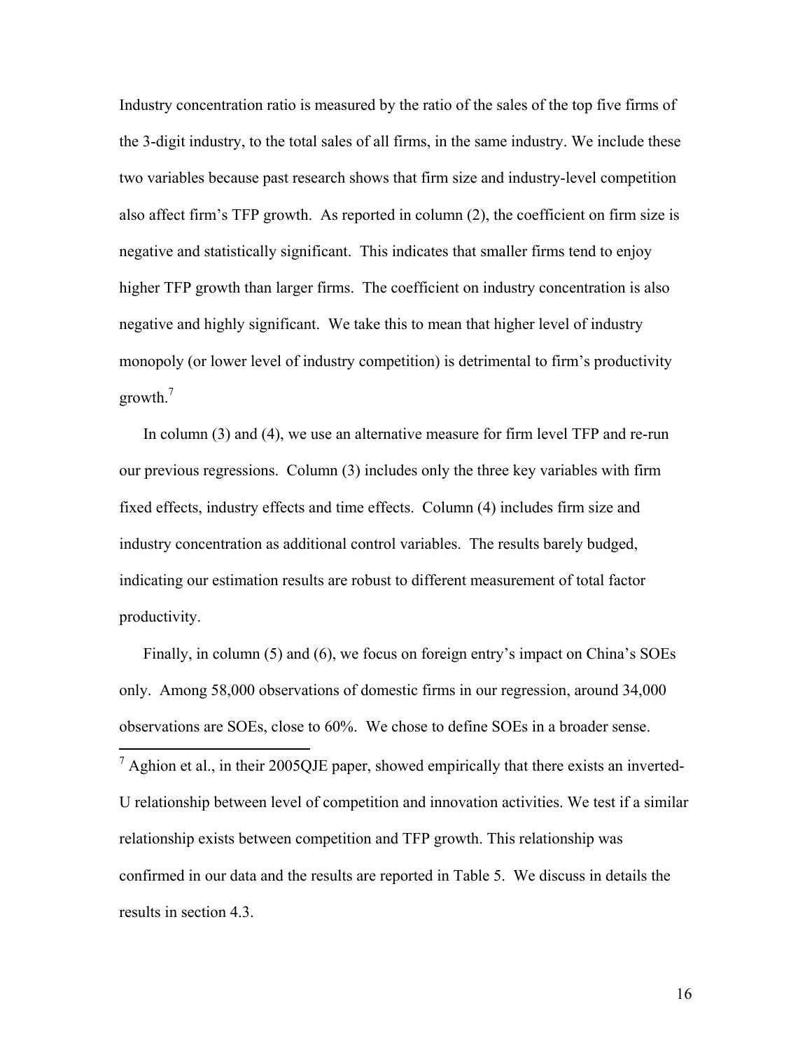Industry concentration ratio is measured by the ratio of the sales of the top five firms of the 3-digit industry, to the total sales of all firms, in the same industry. We include these two variables because past research shows that firm size and industry-level competition also affect firm's TFP growth. As reported in column (2), the coefficient on firm size is negative and statistically significant. This indicates that smaller firms tend to enjoy higher TFP growth than larger firms. The coefficient on industry concentration is also negative and highly significant. We take this to mean that higher level of industry monopoly (or lower level of industry competition) is detrimental to firm's productivity growth.[7]

In column (3) and (4), we use an alternative measure for firm level TFP and re-run our previous regressions. Column (3) includes only the three key variables with firm fixed effects, industry effects and time effects. Column (4) includes firm size and industry concentration as additional control variables. The results barely budged, indicating our estimation results are robust to different measurement of total factor productivity.

Finally, in column (5) and (6), we focus on foreign entry's impact on China's SOEs only. Among 58,000 observations of domestic firms in our regression, around 34,000 observations are SOEs, close to 60%. We chose to define SOEs in a broader sense.

[7] Aghion et al., in their 2005QJE paper, showed empirically that there exists an inverted-U relationship between level of competition and innovation activities. We test if a similar relationship exists between competition and TFP growth. This relationship was confirmed in our data and the results are reported in Table 5. We discuss in details the results in section 4.3.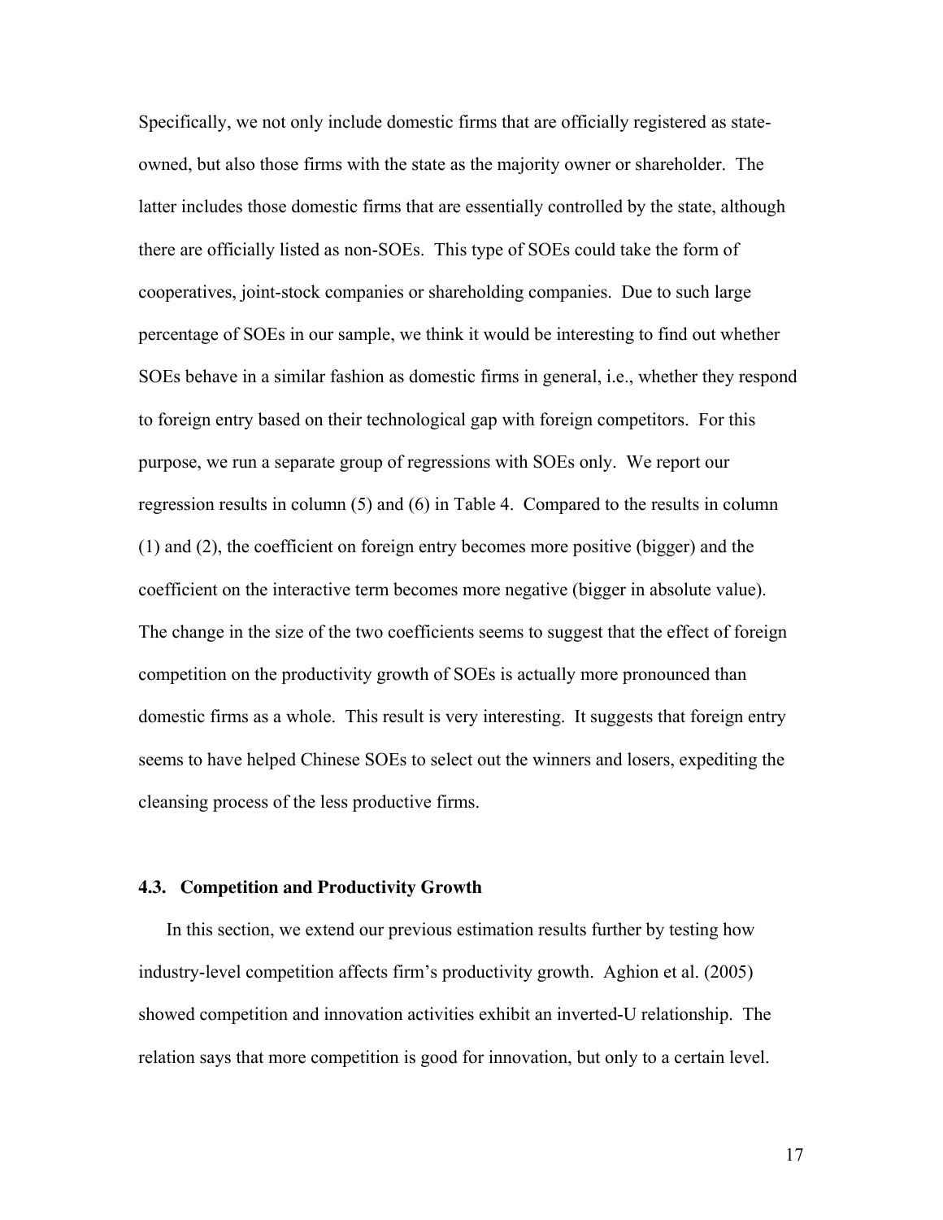Specifically, we not only include domestic firms that are officially registered as state-owned, but also those firms with the state as the majority owner or shareholder. The latter includes those domestic firms that are essentially controlled by the state, although there are officially listed as non-SOEs. This type of SOEs could take the form of cooperatives, joint-stock companies or shareholding companies. Due to such large percentage of SOEs in our sample, we think it would be interesting to find out whether SOEs behave in a similar fashion as domestic firms in general, i.e., whether they respond to foreign entry based on their technological gap with foreign competitors. For this purpose, we run a separate group of regressions with SOEs only. We report our regression results in column (5) and (6) in Table 4. Compared to the results in column (1) and (2), the coefficient on foreign entry becomes more positive (bigger) and the coefficient on the interactive term becomes more negative (bigger in absolute value). The change in the size of the two coefficients seems to suggest that the effect of foreign competition on the productivity growth of SOEs is actually more pronounced than domestic firms as a whole. This result is very interesting. It suggests that foreign entry seems to have helped Chinese SOEs to select out the winners and losers, expediting the cleansing process of the less productive firms.

### 4.3. Competition and Productivity Growth

In this section, we extend our previous estimation results further by testing how industry-level competition affects firm's productivity growth. Aghion et al. (2005) showed competition and innovation activities exhibit an inverted-U relationship. The relation says that more competition is good for innovation, but only to a certain level.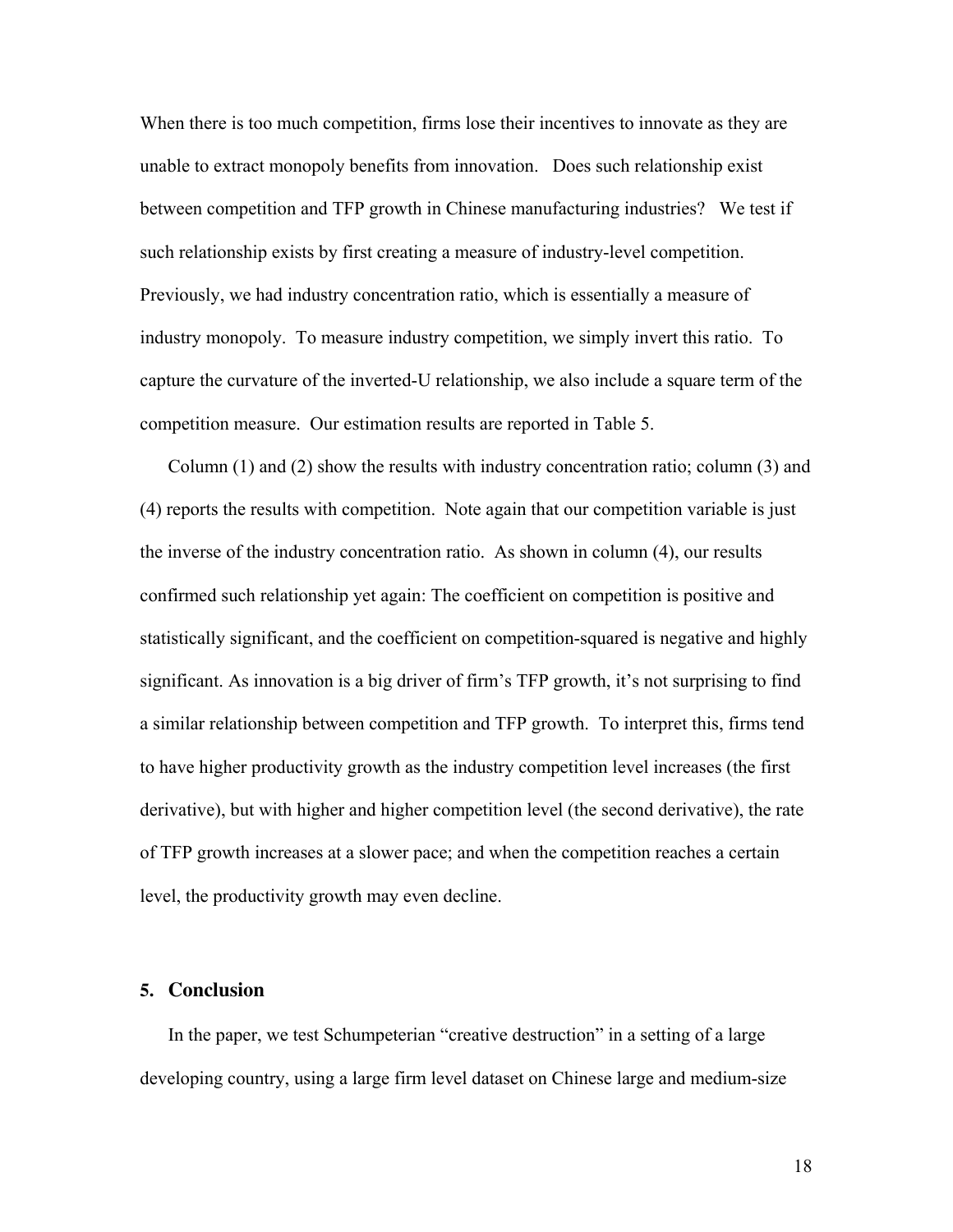When there is too much competition, firms lose their incentives to innovate as they are unable to extract monopoly benefits from innovation. Does such relationship exist between competition and TFP growth in Chinese manufacturing industries? We test if such relationship exists by first creating a measure of industry-level competition. Previously, we had industry concentration ratio, which is essentially a measure of industry monopoly. To measure industry competition, we simply invert this ratio. To capture the curvature of the inverted-U relationship, we also include a square term of the competition measure. Our estimation results are reported in Table 5.

Column (1) and (2) show the results with industry concentration ratio; column (3) and (4) reports the results with competition. Note again that our competition variable is just the inverse of the industry concentration ratio. As shown in column (4), our results confirmed such relationship yet again: The coefficient on competition is positive and statistically significant, and the coefficient on competition-squared is negative and highly significant. As innovation is a big driver of firm's TFP growth, it's not surprising to find a similar relationship between competition and TFP growth. To interpret this, firms tend to have higher productivity growth as the industry competition level increases (the first derivative), but with higher and higher competition level (the second derivative), the rate of TFP growth increases at a slower pace; and when the competition reaches a certain level, the productivity growth may even decline.

## 5. Conclusion

In the paper, we test Schumpeterian "creative destruction" in a setting of a large developing country, using a large firm level dataset on Chinese large and medium-size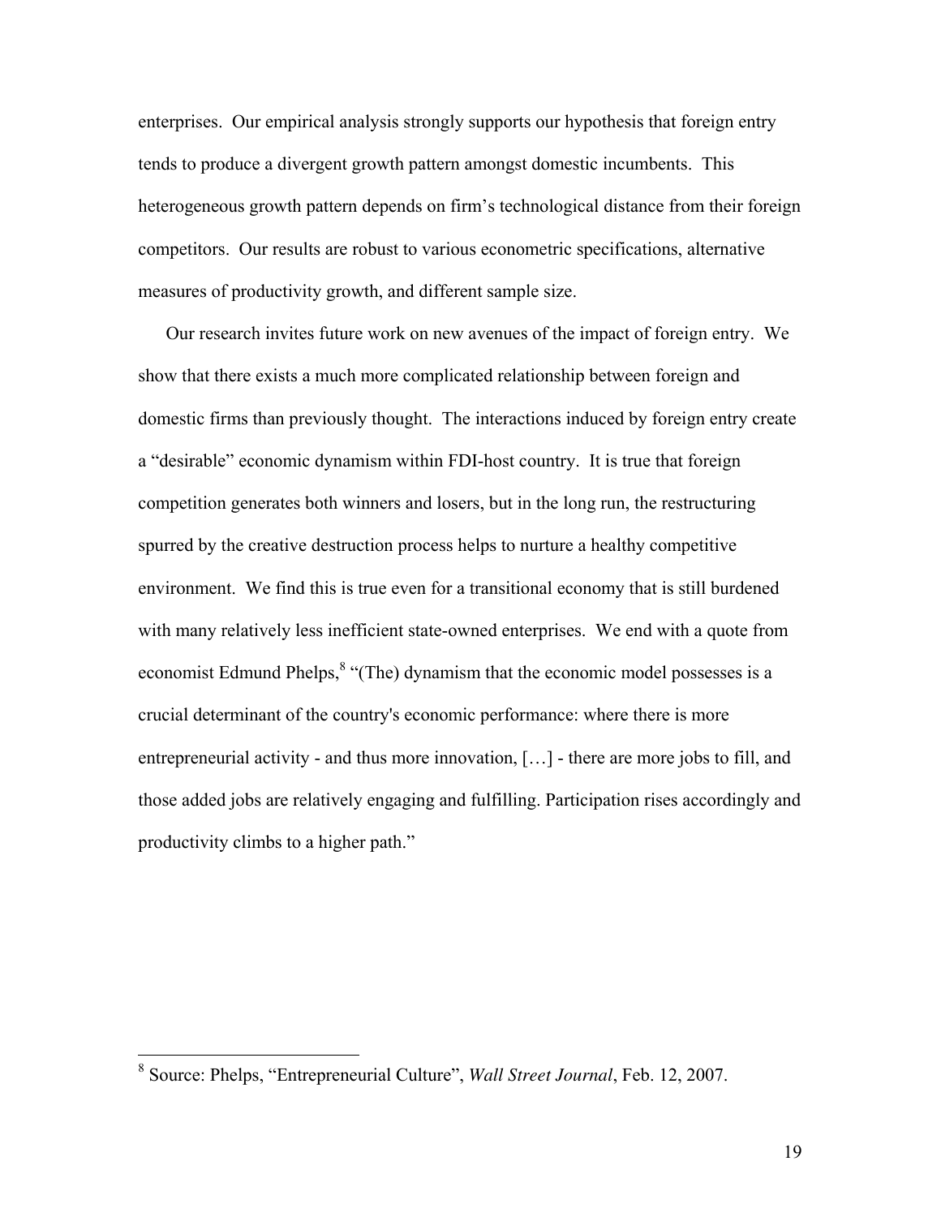enterprises. Our empirical analysis strongly supports our hypothesis that foreign entry tends to produce a divergent growth pattern amongst domestic incumbents. This heterogeneous growth pattern depends on firm's technological distance from their foreign competitors. Our results are robust to various econometric specifications, alternative measures of productivity growth, and different sample size.

Our research invites future work on new avenues of the impact of foreign entry. We show that there exists a much more complicated relationship between foreign and domestic firms than previously thought. The interactions induced by foreign entry create a "desirable" economic dynamism within FDI-host country. It is true that foreign competition generates both winners and losers, but in the long run, the restructuring spurred by the creative destruction process helps to nurture a healthy competitive environment. We find this is true even for a transitional economy that is still burdened with many relatively less inefficient state-owned enterprises. We end with a quote from economist Edmund Phelps,[8] "(The) dynamism that the economic model possesses is a crucial determinant of the country's economic performance: where there is more entrepreneurial activity - and thus more innovation, […] - there are more jobs to fill, and those added jobs are relatively engaging and fulfilling. Participation rises accordingly and productivity climbs to a higher path."

---

[8] Source: Phelps, "Entrepreneurial Culture", *Wall Street Journal*, Feb. 12, 2007.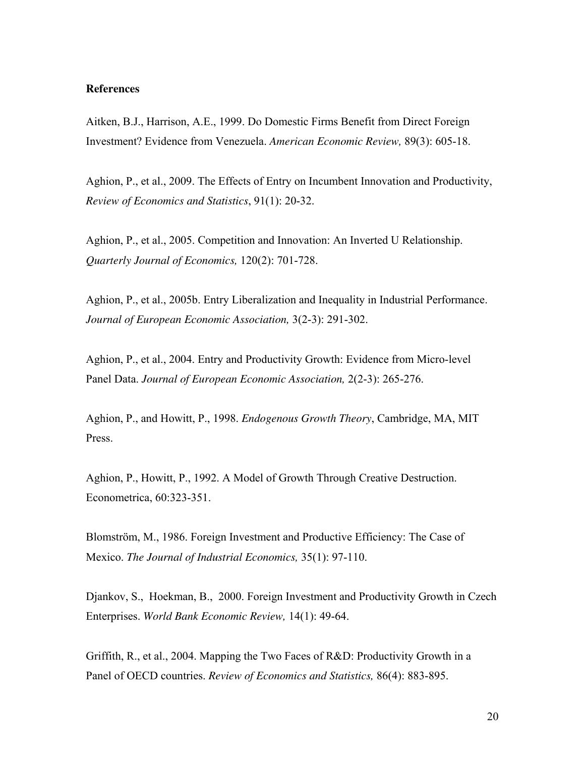**References**

Aitken, B.J., Harrison, A.E., 1999. Do Domestic Firms Benefit from Direct Foreign Investment? Evidence from Venezuela. *American Economic Review,* 89(3): 605-18.

Aghion, P., et al., 2009. The Effects of Entry on Incumbent Innovation and Productivity, *Review of Economics and Statistics*, 91(1): 20-32.

Aghion, P., et al., 2005. Competition and Innovation: An Inverted U Relationship. *Quarterly Journal of Economics,* 120(2): 701-728.

Aghion, P., et al., 2005b. Entry Liberalization and Inequality in Industrial Performance. *Journal of European Economic Association,* 3(2-3): 291-302.

Aghion, P., et al., 2004. Entry and Productivity Growth: Evidence from Micro-level Panel Data. *Journal of European Economic Association,* 2(2-3): 265-276.

Aghion, P., and Howitt, P., 1998. *Endogenous Growth Theory*, Cambridge, MA, MIT Press.

Aghion, P., Howitt, P., 1992. A Model of Growth Through Creative Destruction. Econometrica, 60:323-351.

Blomström, M., 1986. Foreign Investment and Productive Efficiency: The Case of Mexico. *The Journal of Industrial Economics,* 35(1): 97-110.

Djankov, S., Hoekman, B., 2000. Foreign Investment and Productivity Growth in Czech Enterprises. *World Bank Economic Review,* 14(1): 49-64.

Griffith, R., et al., 2004. Mapping the Two Faces of R&D: Productivity Growth in a Panel of OECD countries. *Review of Economics and Statistics,* 86(4): 883-895.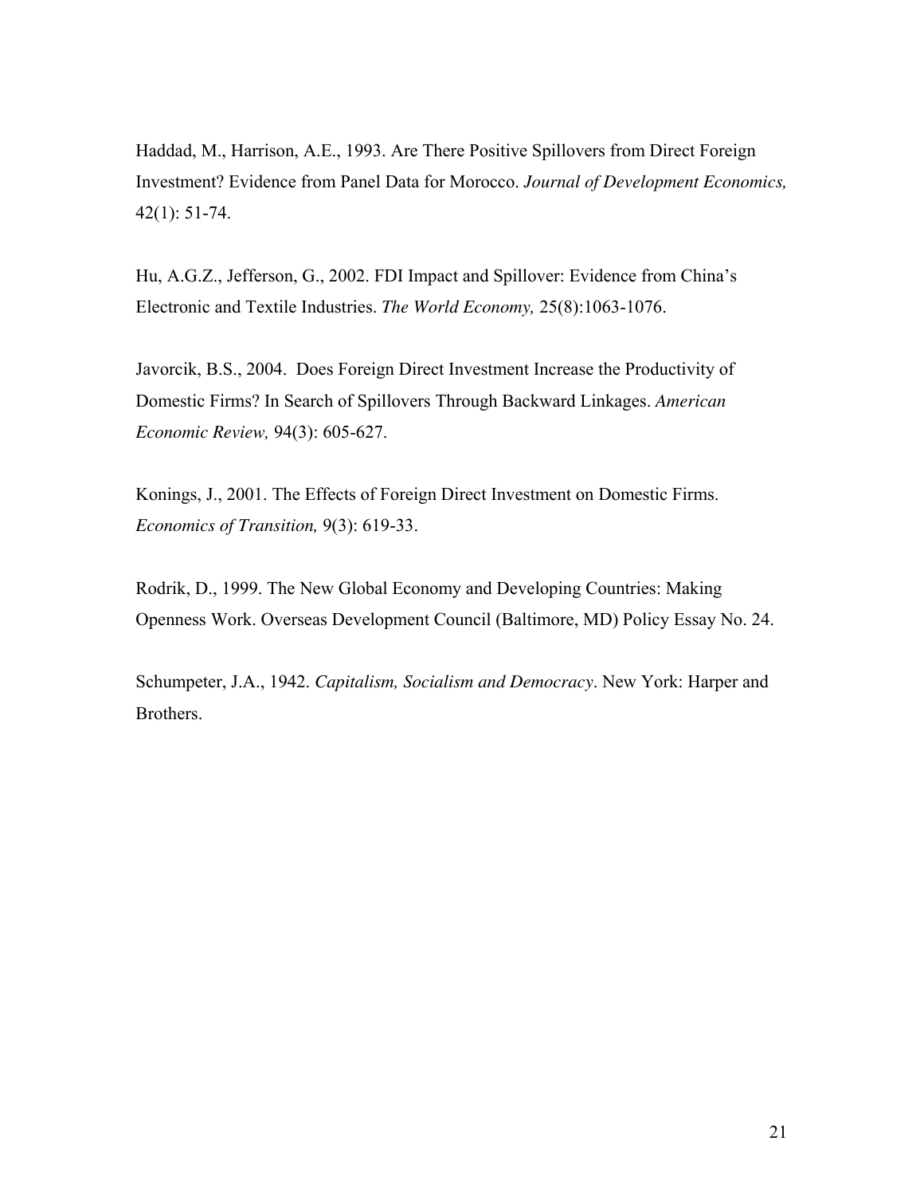Haddad, M., Harrison, A.E., 1993. Are There Positive Spillovers from Direct Foreign Investment? Evidence from Panel Data for Morocco. *Journal of Development Economics,* 42(1): 51-74.

Hu, A.G.Z., Jefferson, G., 2002. FDI Impact and Spillover: Evidence from China's Electronic and Textile Industries. *The World Economy,* 25(8):1063-1076.

Javorcik, B.S., 2004. Does Foreign Direct Investment Increase the Productivity of Domestic Firms? In Search of Spillovers Through Backward Linkages. *American Economic Review,* 94(3): 605-627.

Konings, J., 2001. The Effects of Foreign Direct Investment on Domestic Firms. *Economics of Transition,* 9(3): 619-33.

Rodrik, D., 1999. The New Global Economy and Developing Countries: Making Openness Work. Overseas Development Council (Baltimore, MD) Policy Essay No. 24.

Schumpeter, J.A., 1942. *Capitalism, Socialism and Democracy*. New York: Harper and Brothers.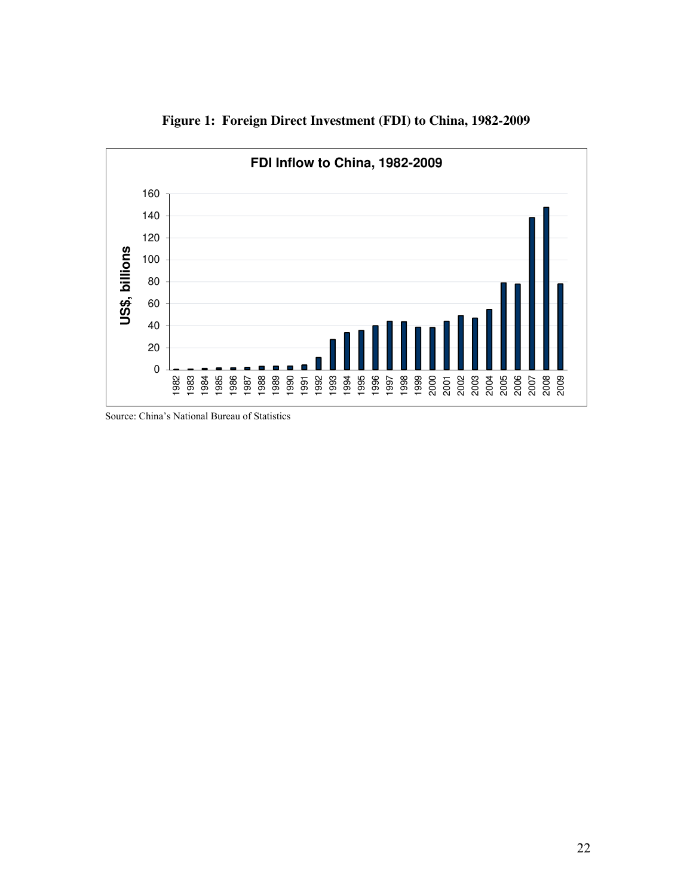**Figure 1: Foreign Direct Investment (FDI) to China, 1982-2009**

Source: China's National Bureau of Statistics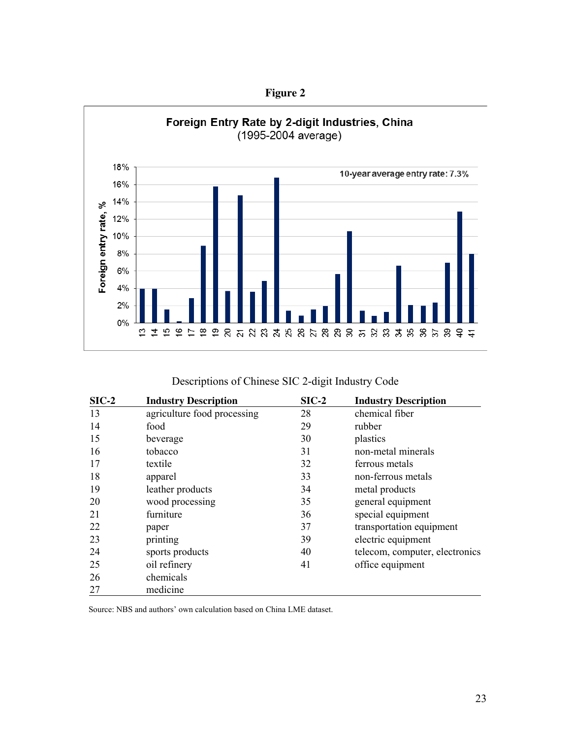**Figure 2**

**Foreign Entry Rate by 2-digit Industries, China**
(1995-2004 average)

10-year average entry rate: 7.3%

Descriptions of Chinese SIC 2-digit Industry Code

| SIC-2 | Industry Description | SIC-2 | Industry Description |
|---|---|---|---|
| 13 | agriculture food processing | 28 | chemical fiber |
| 14 | food | 29 | rubber |
| 15 | beverage | 30 | plastics |
| 16 | tobacco | 31 | non-metal minerals |
| 17 | textile | 32 | ferrous metals |
| 18 | apparel | 33 | non-ferrous metals |
| 19 | leather products | 34 | metal products |
| 20 | wood processing | 35 | general equipment |
| 21 | furniture | 36 | special equipment |
| 22 | paper | 37 | transportation equipment |
| 23 | printing | 39 | electric equipment |
| 24 | sports products | 40 | telecom, computer, electronics |
| 25 | oil refinery | 41 | office equipment |
| 26 | chemicals | | |
| 27 | medicine | | |

Source: NBS and authors' own calculation based on China LME dataset.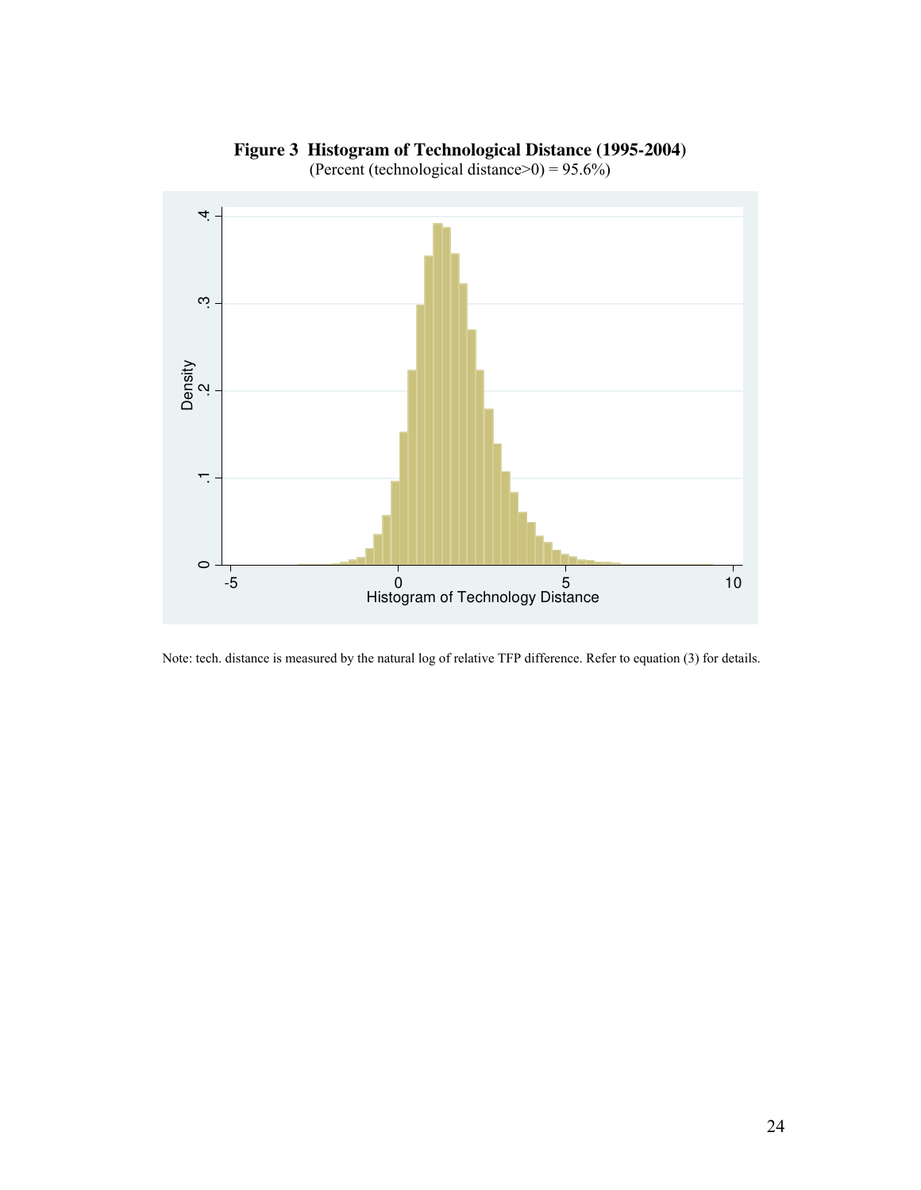**Figure 3 Histogram of Technological Distance (1995-2004)**

(Percent (technological distance>0) = 95.6%)

Note: tech. distance is measured by the natural log of relative TFP difference. Refer to equation (3) for details.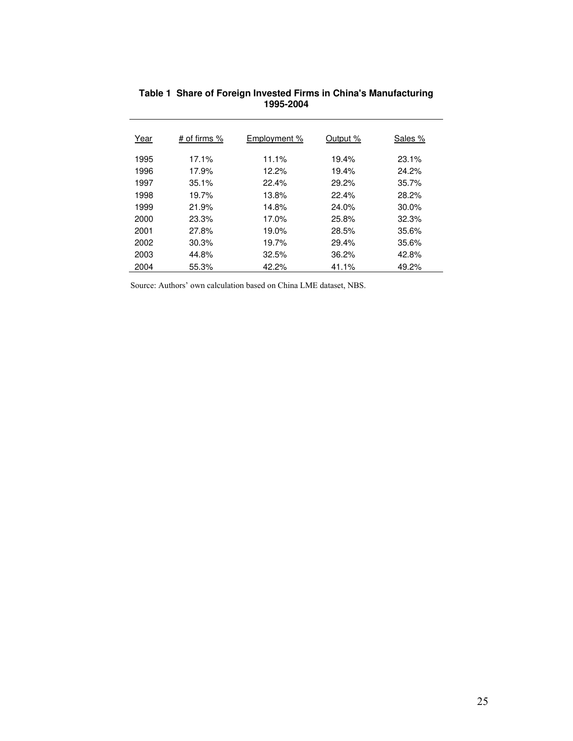**Table 1 Share of Foreign Invested Firms in China's Manufacturing 1995-2004**

| Year | # of firms % | Employment % | Output % | Sales % |
|---|---|---|---|---|
| 1995 | 17.1% | 11.1% | 19.4% | 23.1% |
| 1996 | 17.9% | 12.2% | 19.4% | 24.2% |
| 1997 | 35.1% | 22.4% | 29.2% | 35.7% |
| 1998 | 19.7% | 13.8% | 22.4% | 28.2% |
| 1999 | 21.9% | 14.8% | 24.0% | 30.0% |
| 2000 | 23.3% | 17.0% | 25.8% | 32.3% |
| 2001 | 27.8% | 19.0% | 28.5% | 35.6% |
| 2002 | 30.3% | 19.7% | 29.4% | 35.6% |
| 2003 | 44.8% | 32.5% | 36.2% | 42.8% |
| 2004 | 55.3% | 42.2% | 41.1% | 49.2% |

Source: Authors' own calculation based on China LME dataset, NBS.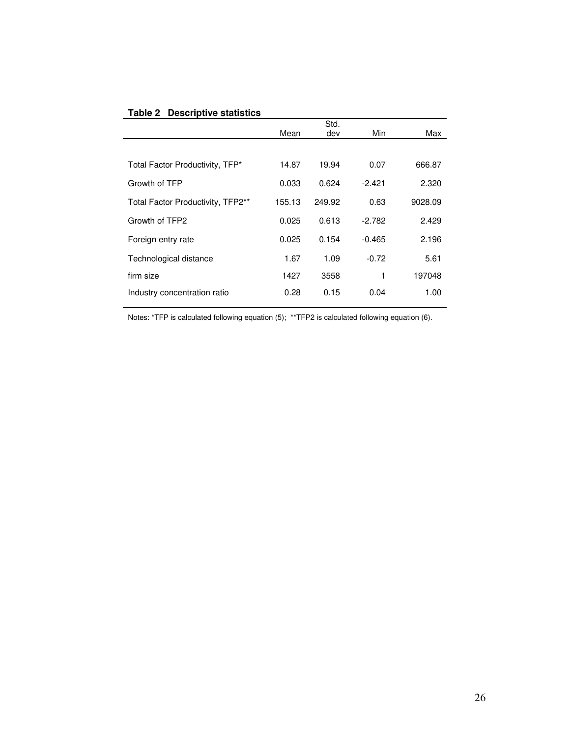**Table 2 Descriptive statistics**

| | Mean | Std. dev | Min | Max |
|---|---|---|---|---|
| Total Factor Productivity, TFP* | 14.87 | 19.94 | 0.07 | 666.87 |
| Growth of TFP | 0.033 | 0.624 | -2.421 | 2.320 |
| Total Factor Productivity, TFP2** | 155.13 | 249.92 | 0.63 | 9028.09 |
| Growth of TFP2 | 0.025 | 0.613 | -2.782 | 2.429 |
| Foreign entry rate | 0.025 | 0.154 | -0.465 | 2.196 |
| Technological distance | 1.67 | 1.09 | -0.72 | 5.61 |
| firm size | 1427 | 3558 | 1 | 197048 |
| Industry concentration ratio | 0.28 | 0.15 | 0.04 | 1.00 |

Notes: *TFP is calculated following equation (5); **TFP2 is calculated following equation (6).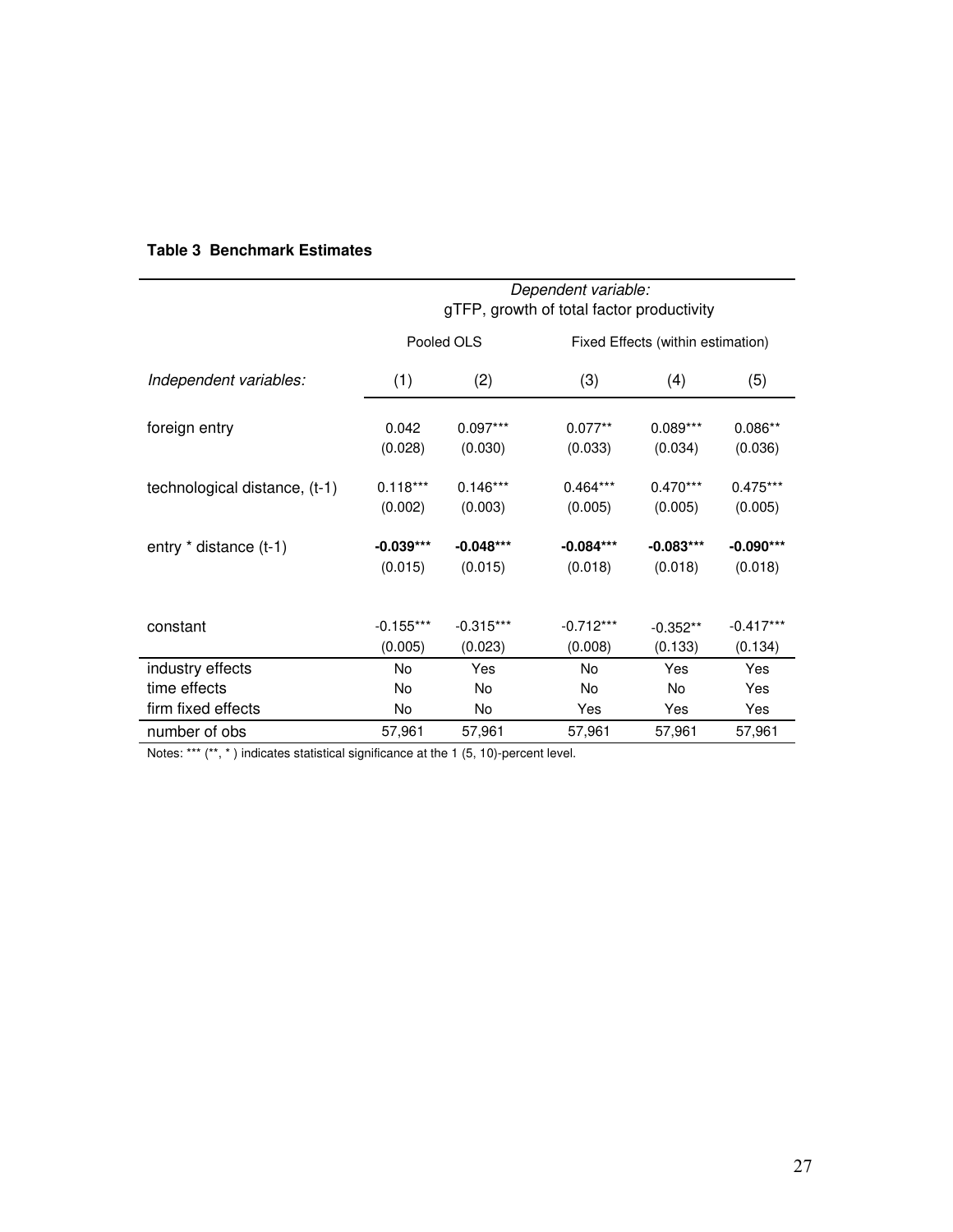**Table 3 Benchmark Estimates**

| | *Dependent variable:* gTFP, growth of total factor productivity | | | | |
|---|---|---|---|---|---|
| | Pooled OLS | | Fixed Effects (within estimation) | | |
| *Independent variables:* | (1) | (2) | (3) | (4) | (5) |
| foreign entry | 0.042 | 0.097*** | 0.077** | 0.089*** | 0.086** |
| | (0.028) | (0.030) | (0.033) | (0.034) | (0.036) |
| technological distance, (t-1) | 0.118*** | 0.146*** | 0.464*** | 0.470*** | 0.475*** |
| | (0.002) | (0.003) | (0.005) | (0.005) | (0.005) |
| entry * distance (t-1) | **-0.039*** ** | **-0.048*** ** | **-0.084*** ** | **-0.083*** ** | **-0.090*** ** |
| | (0.015) | (0.015) | (0.018) | (0.018) | (0.018) |
| constant | -0.155*** | -0.315*** | -0.712*** | -0.352** | -0.417*** |
| | (0.005) | (0.023) | (0.008) | (0.133) | (0.134) |
| industry effects | No | Yes | No | Yes | Yes |
| time effects | No | No | No | No | Yes |
| firm fixed effects | No | No | Yes | Yes | Yes |
| number of obs | 57,961 | 57,961 | 57,961 | 57,961 | 57,961 |

Notes: *** (**, * ) indicates statistical significance at the 1 (5, 10)-percent level.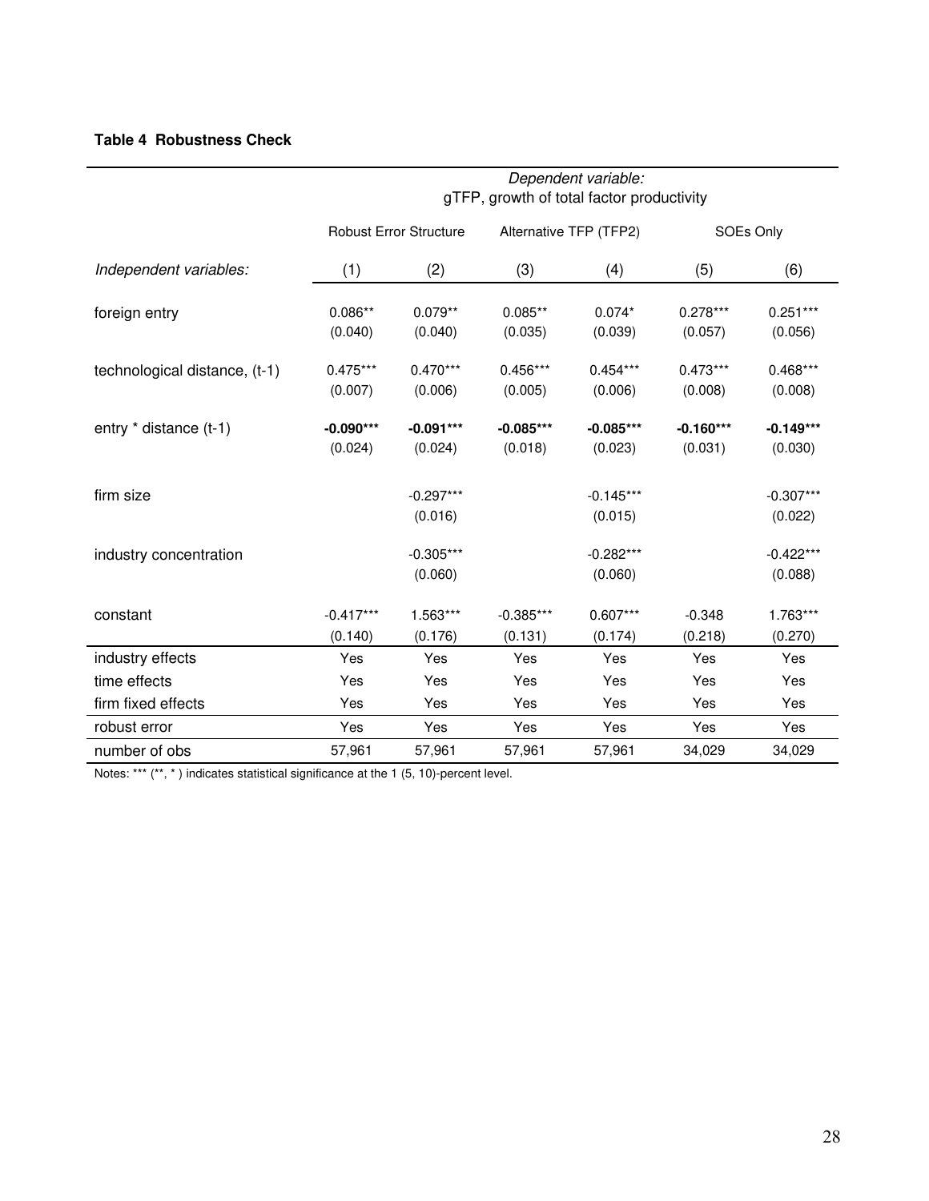**Table 4 Robustness Check**

| | *Dependent variable:* gTFP, growth of total factor productivity | | | | | |
|---|---|---|---|---|---|---|
| | Robust Error Structure | | Alternative TFP (TFP2) | | SOEs Only | |
| *Independent variables:* | (1) | (2) | (3) | (4) | (5) | (6) |
| foreign entry | 0.086** | 0.079** | 0.085** | 0.074* | 0.278*** | 0.251*** |
| | (0.040) | (0.040) | (0.035) | (0.039) | (0.057) | (0.056) |
| technological distance, (t-1) | 0.475*** | 0.470*** | 0.456*** | 0.454*** | 0.473*** | 0.468*** |
| | (0.007) | (0.006) | (0.005) | (0.006) | (0.008) | (0.008) |
| entry * distance (t-1) | **-0.090*** ** | **-0.091*** ** | **-0.085*** ** | **-0.085*** ** | **-0.160*** ** | **-0.149*** ** |
| | (0.024) | (0.024) | (0.018) | (0.023) | (0.031) | (0.030) |
| firm size | | -0.297*** | | -0.145*** | | -0.307*** |
| | | (0.016) | | (0.015) | | (0.022) |
| industry concentration | | -0.305*** | | -0.282*** | | -0.422*** |
| | | (0.060) | | (0.060) | | (0.088) |
| constant | -0.417*** | 1.563*** | -0.385*** | 0.607*** | -0.348 | 1.763*** |
| | (0.140) | (0.176) | (0.131) | (0.174) | (0.218) | (0.270) |
| industry effects | Yes | Yes | Yes | Yes | Yes | Yes |
| time effects | Yes | Yes | Yes | Yes | Yes | Yes |
| firm fixed effects | Yes | Yes | Yes | Yes | Yes | Yes |
| robust error | Yes | Yes | Yes | Yes | Yes | Yes |
| number of obs | 57,961 | 57,961 | 57,961 | 57,961 | 34,029 | 34,029 |

Notes: *** (**, * ) indicates statistical significance at the 1 (5, 10)-percent level.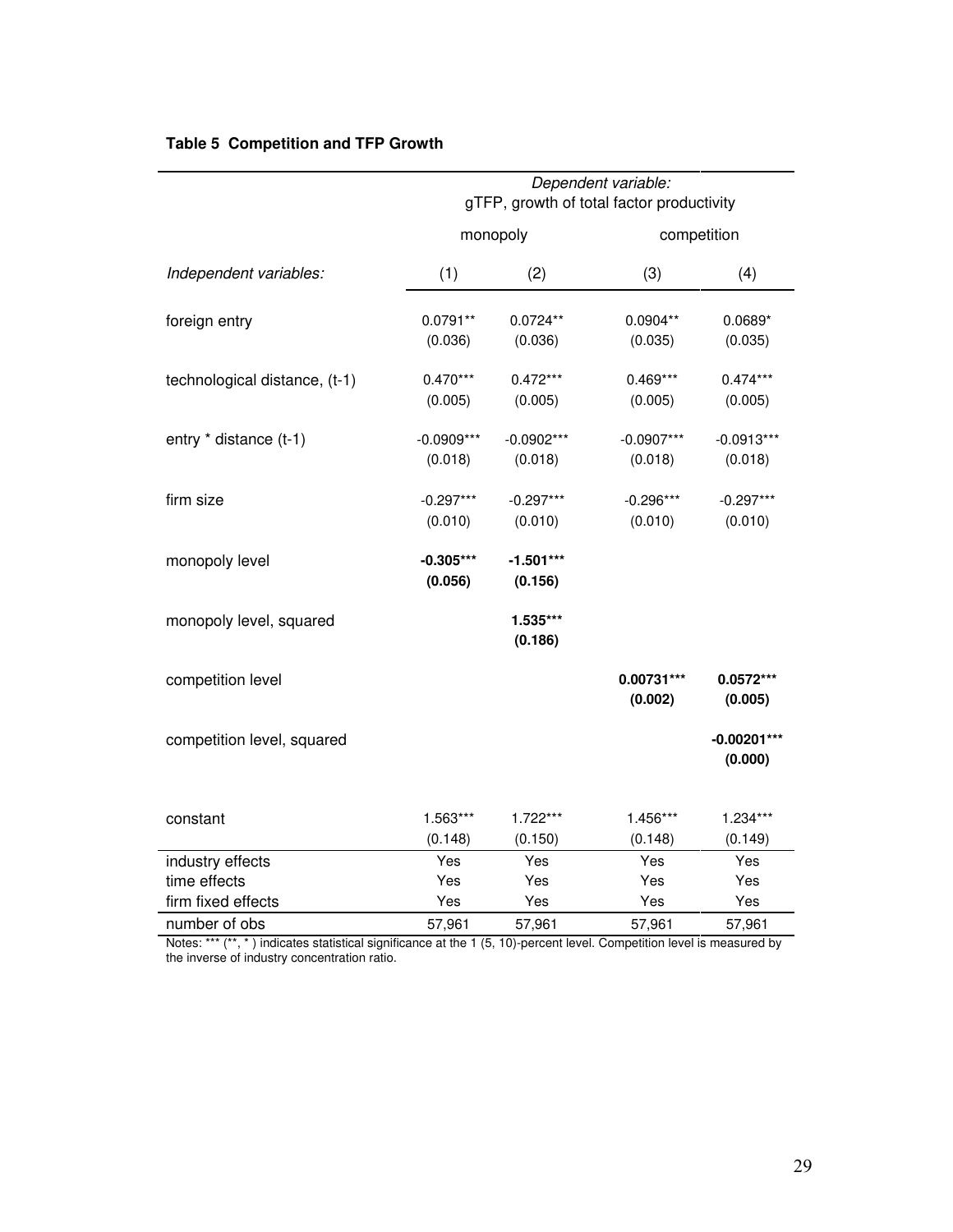**Table 5 Competition and TFP Growth**

| | *Dependent variable:* gTFP, growth of total factor productivity | | | |
|---|---|---|---|---|
| | monopoly | | competition | |
| *Independent variables:* | (1) | (2) | (3) | (4) |
| foreign entry | 0.0791** | 0.0724** | 0.0904** | 0.0689* |
| | (0.036) | (0.036) | (0.035) | (0.035) |
| technological distance, (t-1) | 0.470*** | 0.472*** | 0.469*** | 0.474*** |
| | (0.005) | (0.005) | (0.005) | (0.005) |
| entry * distance (t-1) | -0.0909*** | -0.0902*** | -0.0907*** | -0.0913*** |
| | (0.018) | (0.018) | (0.018) | (0.018) |
| firm size | -0.297*** | -0.297*** | -0.296*** | -0.297*** |
| | (0.010) | (0.010) | (0.010) | (0.010) |
| monopoly level | **-0.305*** ** | **-1.501*** ** | | |
| | **(0.056)** | **(0.156)** | | |
| monopoly level, squared | | **1.535*** ** | | |
| | | **(0.186)** | | |
| competition level | | | **0.00731*** ** | **0.0572*** ** |
| | | | **(0.002)** | **(0.005)** |
| competition level, squared | | | | **-0.00201*** ** |
| | | | | **(0.000)** |
| constant | 1.563*** | 1.722*** | 1.456*** | 1.234*** |
| | (0.148) | (0.150) | (0.148) | (0.149) |
| industry effects | Yes | Yes | Yes | Yes |
| time effects | Yes | Yes | Yes | Yes |
| firm fixed effects | Yes | Yes | Yes | Yes |
| number of obs | 57,961 | 57,961 | 57,961 | 57,961 |

Notes: *** (**, * ) indicates statistical significance at the 1 (5, 10)-percent level. Competition level is measured by the inverse of industry concentration ratio.